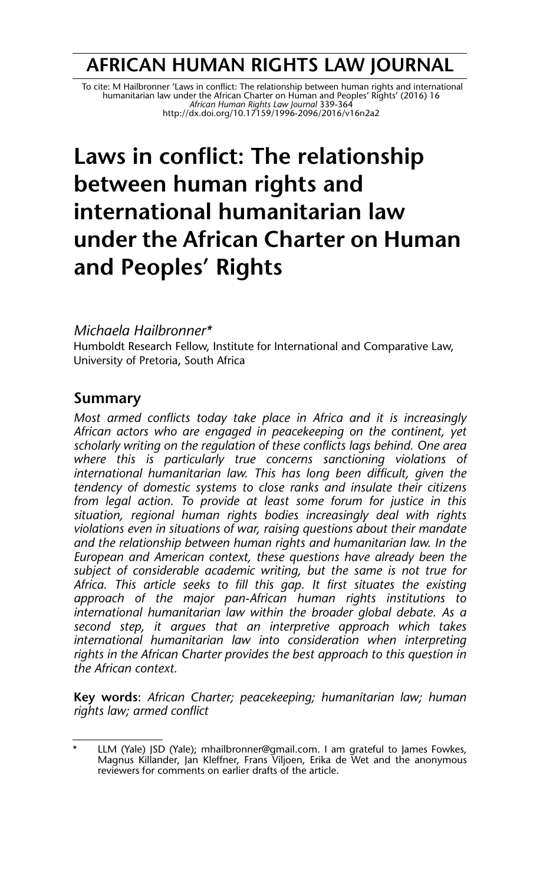# AFRICAN HUMAN RIGHTS LAW JOURNAL

To cite: M Hailbronner 'Laws in conflict: The relationship between human rights and international humanitarian law under the African Charter on Human and Peoples' Rights' (2016) 16 *African Human Rights Law Journal* 339-364
http://dx.doi.org/10.17159/1996-2096/2016/v16n2a2

# Laws in conflict: The relationship between human rights and international humanitarian law under the African Charter on Human and Peoples' Rights

*Michaela Hailbronner\**
Humboldt Research Fellow, Institute for International and Comparative Law, University of Pretoria, South Africa

## Summary

*Most armed conflicts today take place in Africa and it is increasingly African actors who are engaged in peacekeeping on the continent, yet scholarly writing on the regulation of these conflicts lags behind. One area where this is particularly true concerns sanctioning violations of international humanitarian law. This has long been difficult, given the tendency of domestic systems to close ranks and insulate their citizens from legal action. To provide at least some forum for justice in this situation, regional human rights bodies increasingly deal with rights violations even in situations of war, raising questions about their mandate and the relationship between human rights and humanitarian law. In the European and American context, these questions have already been the subject of considerable academic writing, but the same is not true for Africa. This article seeks to fill this gap. It first situates the existing approach of the major pan-African human rights institutions to international humanitarian law within the broader global debate. As a second step, it argues that an interpretive approach which takes international humanitarian law into consideration when interpreting rights in the African Charter provides the best approach to this question in the African context.*

**Key words**: *African Charter; peacekeeping; humanitarian law; human rights law; armed conflict*

\* LLM (Yale) JSD (Yale); mhailbronner@gmail.com. I am grateful to James Fowkes, Magnus Killander, Jan Kleffner, Frans Viljoen, Erika de Wet and the anonymous reviewers for comments on earlier drafts of the article.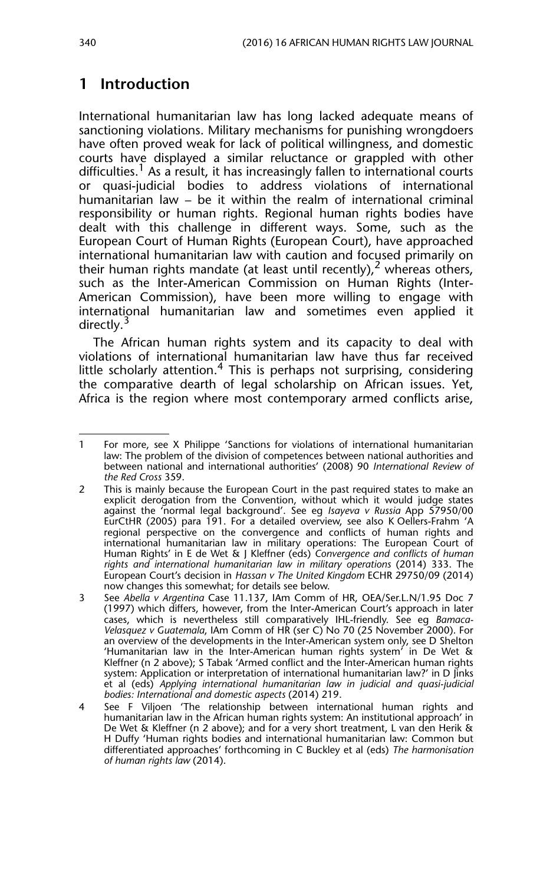## 1 Introduction

International humanitarian law has long lacked adequate means of sanctioning violations. Military mechanisms for punishing wrongdoers have often proved weak for lack of political willingness, and domestic courts have displayed a similar reluctance or grappled with other difficulties.[1] As a result, it has increasingly fallen to international courts or quasi-judicial bodies to address violations of international humanitarian law – be it within the realm of international criminal responsibility or human rights. Regional human rights bodies have dealt with this challenge in different ways. Some, such as the European Court of Human Rights (European Court), have approached international humanitarian law with caution and focused primarily on their human rights mandate (at least until recently),[2] whereas others, such as the Inter-American Commission on Human Rights (Inter-American Commission), have been more willing to engage with international humanitarian law and sometimes even applied it directly.[3]

The African human rights system and its capacity to deal with violations of international humanitarian law have thus far received little scholarly attention.[4] This is perhaps not surprising, considering the comparative dearth of legal scholarship on African issues. Yet, Africa is the region where most contemporary armed conflicts arise,

---

1 For more, see X Philippe 'Sanctions for violations of international humanitarian law: The problem of the division of competences between national authorities and between national and international authorities' (2008) 90 *International Review of the Red Cross* 359.

2 This is mainly because the European Court in the past required states to make an explicit derogation from the Convention, without which it would judge states against the 'normal legal background'. See eg *Isayeva v Russia* App 57950/00 EurCtHR (2005) para 191. For a detailed overview, see also K Oellers-Frahm 'A regional perspective on the convergence and conflicts of human rights and international humanitarian law in military operations: The European Court of Human Rights' in E de Wet & J Kleffner (eds) *Convergence and conflicts of human rights and international humanitarian law in military operations* (2014) 333. The European Court's decision in *Hassan v The United Kingdom* ECHR 29750/09 (2014) now changes this somewhat; for details see below.

3 See *Abella v Argentina* Case 11.137, IAm Comm of HR, OEA/Ser.L.N/1.95 Doc 7 (1997) which differs, however, from the Inter-American Court's approach in later cases, which is nevertheless still comparatively IHL-friendly. See eg *Bamaca-Velasquez v Guatemala*, IAm Comm of HR (ser C) No 70 (25 November 2000). For an overview of the developments in the Inter-American system only, see D Shelton 'Humanitarian law in the Inter-American human rights system' in De Wet & Kleffner (n 2 above); S Tabak 'Armed conflict and the Inter-American human rights system: Application or interpretation of international humanitarian law?' in D Jinks et al (eds) *Applying international humanitarian law in judicial and quasi-judicial bodies: International and domestic aspects* (2014) 219.

4 See F Viljoen 'The relationship between international human rights and humanitarian law in the African human rights system: An institutional approach' in De Wet & Kleffner (n 2 above); and for a very short treatment, L van den Herik & H Duffy 'Human rights bodies and international humanitarian law: Common but differentiated approaches' forthcoming in C Buckley et al (eds) *The harmonisation of human rights law* (2014).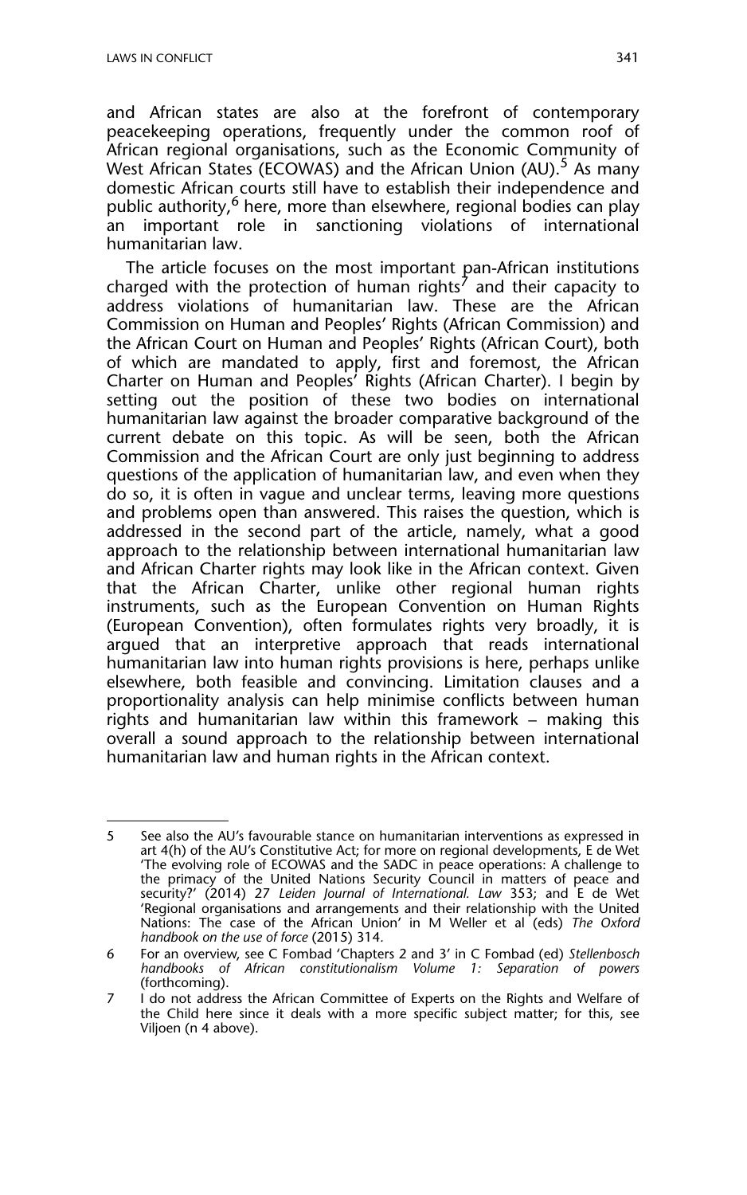and African states are also at the forefront of contemporary peacekeeping operations, frequently under the common roof of African regional organisations, such as the Economic Community of West African States (ECOWAS) and the African Union (AU).[5] As many domestic African courts still have to establish their independence and public authority,[6] here, more than elsewhere, regional bodies can play an important role in sanctioning violations of international humanitarian law.

The article focuses on the most important pan-African institutions charged with the protection of human rights[7] and their capacity to address violations of humanitarian law. These are the African Commission on Human and Peoples' Rights (African Commission) and the African Court on Human and Peoples' Rights (African Court), both of which are mandated to apply, first and foremost, the African Charter on Human and Peoples' Rights (African Charter). I begin by setting out the position of these two bodies on international humanitarian law against the broader comparative background of the current debate on this topic. As will be seen, both the African Commission and the African Court are only just beginning to address questions of the application of humanitarian law, and even when they do so, it is often in vague and unclear terms, leaving more questions and problems open than answered. This raises the question, which is addressed in the second part of the article, namely, what a good approach to the relationship between international humanitarian law and African Charter rights may look like in the African context. Given that the African Charter, unlike other regional human rights instruments, such as the European Convention on Human Rights (European Convention), often formulates rights very broadly, it is argued that an interpretive approach that reads international humanitarian law into human rights provisions is here, perhaps unlike elsewhere, both feasible and convincing. Limitation clauses and a proportionality analysis can help minimise conflicts between human rights and humanitarian law within this framework – making this overall a sound approach to the relationship between international humanitarian law and human rights in the African context.

---

5 See also the AU's favourable stance on humanitarian interventions as expressed in art 4(h) of the AU's Constitutive Act; for more on regional developments, E de Wet 'The evolving role of ECOWAS and the SADC in peace operations: A challenge to the primacy of the United Nations Security Council in matters of peace and security?' (2014) 27 *Leiden Journal of International. Law* 353; and E de Wet 'Regional organisations and arrangements and their relationship with the United Nations: The case of the African Union' in M Weller et al (eds) *The Oxford handbook on the use of force* (2015) 314.

6 For an overview, see C Fombad 'Chapters 2 and 3' in C Fombad (ed) *Stellenbosch handbooks of African constitutionalism Volume 1: Separation of powers* (forthcoming).

7 I do not address the African Committee of Experts on the Rights and Welfare of the Child here since it deals with a more specific subject matter; for this, see Viljoen (n 4 above).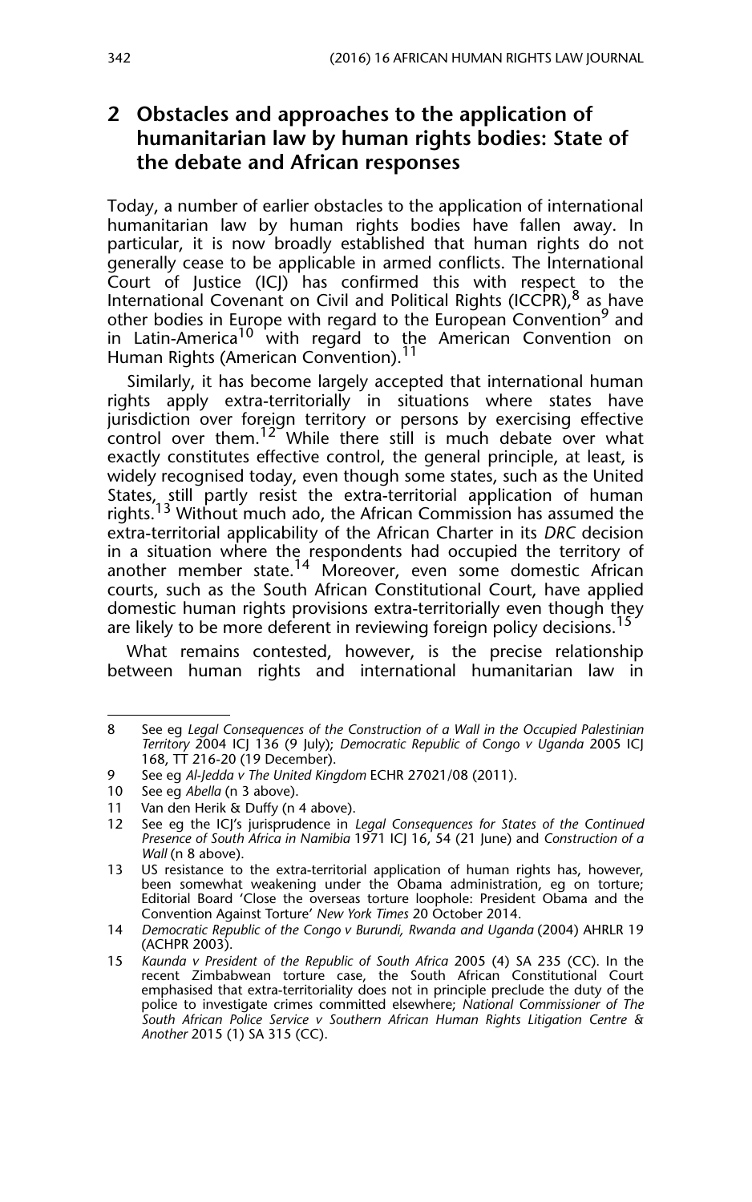## 2 Obstacles and approaches to the application of humanitarian law by human rights bodies: State of the debate and African responses

Today, a number of earlier obstacles to the application of international humanitarian law by human rights bodies have fallen away. In particular, it is now broadly established that human rights do not generally cease to be applicable in armed conflicts. The International Court of Justice (ICJ) has confirmed this with respect to the International Covenant on Civil and Political Rights (ICCPR),[8] as have other bodies in Europe with regard to the European Convention[9] and in Latin-America[10] with regard to the American Convention on Human Rights (American Convention).[11]

Similarly, it has become largely accepted that international human rights apply extra-territorially in situations where states have jurisdiction over foreign territory or persons by exercising effective control over them.[12] While there still is much debate over what exactly constitutes effective control, the general principle, at least, is widely recognised today, even though some states, such as the United States, still partly resist the extra-territorial application of human rights.[13] Without much ado, the African Commission has assumed the extra-territorial applicability of the African Charter in its *DRC* decision in a situation where the respondents had occupied the territory of another member state.[14] Moreover, even some domestic African courts, such as the South African Constitutional Court, have applied domestic human rights provisions extra-territorially even though they are likely to be more deferent in reviewing foreign policy decisions.[15]

What remains contested, however, is the precise relationship between human rights and international humanitarian law in

---

8 See eg *Legal Consequences of the Construction of a Wall in the Occupied Palestinian Territory* 2004 ICJ 136 (9 July); *Democratic Republic of Congo v Uganda* 2005 ICJ 168, TT 216-20 (19 December).

9 See eg *Al-Jedda v The United Kingdom* ECHR 27021/08 (2011).

10 See eg *Abella* (n 3 above).

11 Van den Herik & Duffy (n 4 above).

12 See eg the ICJ's jurisprudence in *Legal Consequences for States of the Continued Presence of South Africa in Namibia* 1971 ICJ 16, 54 (21 June) and *Construction of a Wall* (n 8 above).

13 US resistance to the extra-territorial application of human rights has, however, been somewhat weakening under the Obama administration, eg on torture; Editorial Board 'Close the overseas torture loophole: President Obama and the Convention Against Torture' *New York Times* 20 October 2014.

14 *Democratic Republic of the Congo v Burundi, Rwanda and Uganda* (2004) AHRLR 19 (ACHPR 2003).

15 *Kaunda v President of the Republic of South Africa* 2005 (4) SA 235 (CC). In the recent Zimbabwean torture case, the South African Constitutional Court emphasised that extra-territoriality does not in principle preclude the duty of the police to investigate crimes committed elsewhere; *National Commissioner of The South African Police Service v Southern African Human Rights Litigation Centre & Another* 2015 (1) SA 315 (CC).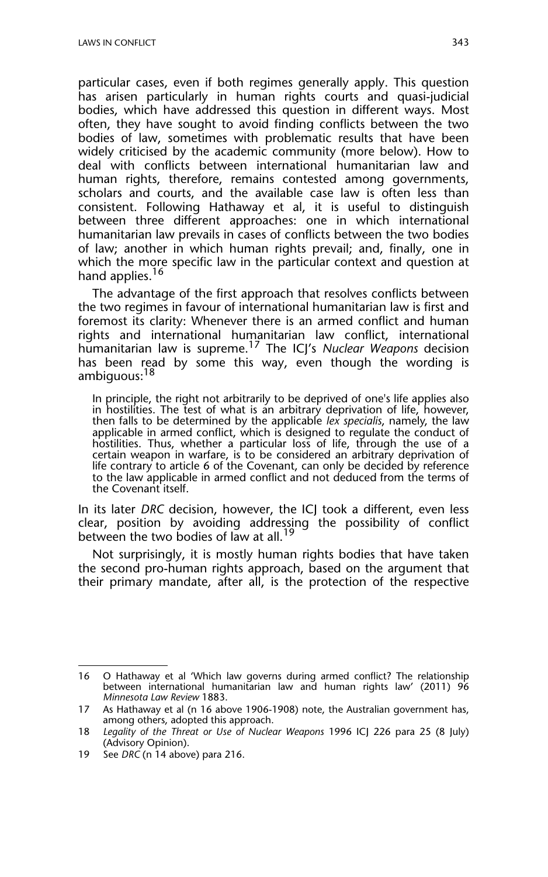particular cases, even if both regimes generally apply. This question has arisen particularly in human rights courts and quasi-judicial bodies, which have addressed this question in different ways. Most often, they have sought to avoid finding conflicts between the two bodies of law, sometimes with problematic results that have been widely criticised by the academic community (more below). How to deal with conflicts between international humanitarian law and human rights, therefore, remains contested among governments, scholars and courts, and the available case law is often less than consistent. Following Hathaway et al, it is useful to distinguish between three different approaches: one in which international humanitarian law prevails in cases of conflicts between the two bodies of law; another in which human rights prevail; and, finally, one in which the more specific law in the particular context and question at hand applies.[16]

The advantage of the first approach that resolves conflicts between the two regimes in favour of international humanitarian law is first and foremost its clarity: Whenever there is an armed conflict and human rights and international humanitarian law conflict, international humanitarian law is supreme.[17] The ICJ's *Nuclear Weapons* decision has been read by some this way, even though the wording is ambiguous:[18]

> In principle, the right not arbitrarily to be deprived of one's life applies also in hostilities. The test of what is an arbitrary deprivation of life, however, then falls to be determined by the applicable *lex specialis*, namely, the law applicable in armed conflict, which is designed to regulate the conduct of hostilities. Thus, whether a particular loss of life, through the use of a certain weapon in warfare, is to be considered an arbitrary deprivation of life contrary to article 6 of the Covenant, can only be decided by reference to the law applicable in armed conflict and not deduced from the terms of the Covenant itself.

In its later *DRC* decision, however, the ICJ took a different, even less clear, position by avoiding addressing the possibility of conflict between the two bodies of law at all.[19]

Not surprisingly, it is mostly human rights bodies that have taken the second pro-human rights approach, based on the argument that their primary mandate, after all, is the protection of the respective

---

16 O Hathaway et al 'Which law governs during armed conflict? The relationship between international humanitarian law and human rights law' (2011) 96 *Minnesota Law Review* 1883.

17 As Hathaway et al (n 16 above 1906-1908) note, the Australian government has, among others, adopted this approach.

18 *Legality of the Threat or Use of Nuclear Weapons* 1996 ICJ 226 para 25 (8 July) (Advisory Opinion).

19 See *DRC* (n 14 above) para 216.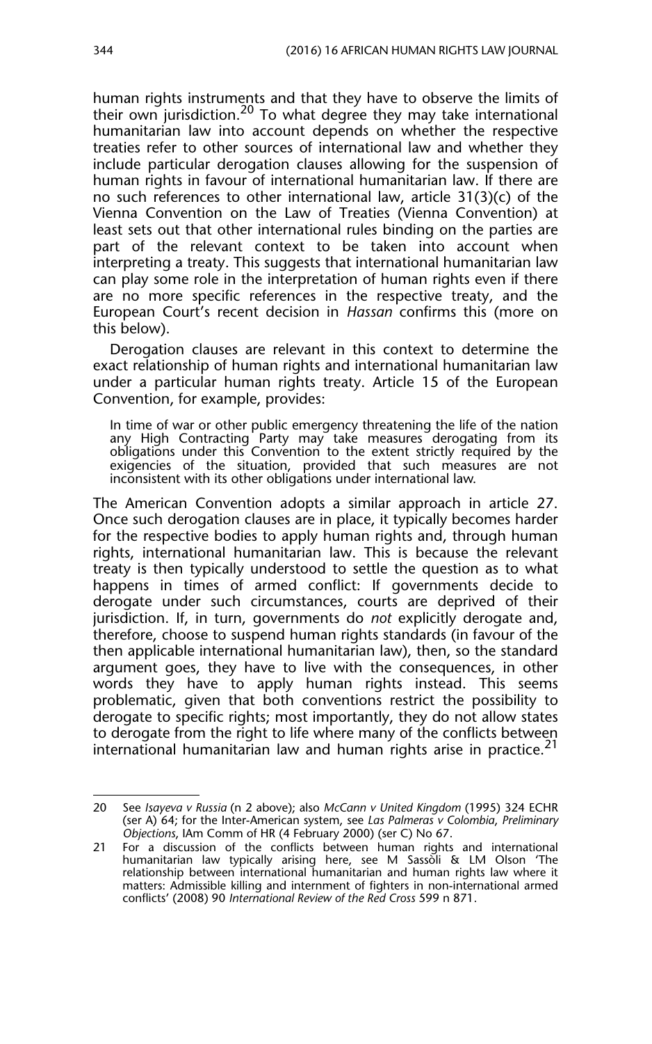human rights instruments and that they have to observe the limits of their own jurisdiction.[20] To what degree they may take international humanitarian law into account depends on whether the respective treaties refer to other sources of international law and whether they include particular derogation clauses allowing for the suspension of human rights in favour of international humanitarian law. If there are no such references to other international law, article 31(3)(c) of the Vienna Convention on the Law of Treaties (Vienna Convention) at least sets out that other international rules binding on the parties are part of the relevant context to be taken into account when interpreting a treaty. This suggests that international humanitarian law can play some role in the interpretation of human rights even if there are no more specific references in the respective treaty, and the European Court's recent decision in *Hassan* confirms this (more on this below).

Derogation clauses are relevant in this context to determine the exact relationship of human rights and international humanitarian law under a particular human rights treaty. Article 15 of the European Convention, for example, provides:

> In time of war or other public emergency threatening the life of the nation any High Contracting Party may take measures derogating from its obligations under this Convention to the extent strictly required by the exigencies of the situation, provided that such measures are not inconsistent with its other obligations under international law.

The American Convention adopts a similar approach in article 27. Once such derogation clauses are in place, it typically becomes harder for the respective bodies to apply human rights and, through human rights, international humanitarian law. This is because the relevant treaty is then typically understood to settle the question as to what happens in times of armed conflict: If governments decide to derogate under such circumstances, courts are deprived of their jurisdiction. If, in turn, governments do *not* explicitly derogate and, therefore, choose to suspend human rights standards (in favour of the then applicable international humanitarian law), then, so the standard argument goes, they have to live with the consequences, in other words they have to apply human rights instead. This seems problematic, given that both conventions restrict the possibility to derogate to specific rights; most importantly, they do not allow states to derogate from the right to life where many of the conflicts between international humanitarian law and human rights arise in practice.[21]

---

20 See *Isayeva v Russia* (n 2 above); also *McCann v United Kingdom* (1995) 324 ECHR (ser A) 64; for the Inter-American system, see *Las Palmeras v Colombia*, *Preliminary Objections*, IAm Comm of HR (4 February 2000) (ser C) No 67.

21 For a discussion of the conflicts between human rights and international humanitarian law typically arising here, see M Sassòli & LM Olson 'The relationship between international humanitarian and human rights law where it matters: Admissible killing and internment of fighters in non-international armed conflicts' (2008) 90 *International Review of the Red Cross* 599 n 871.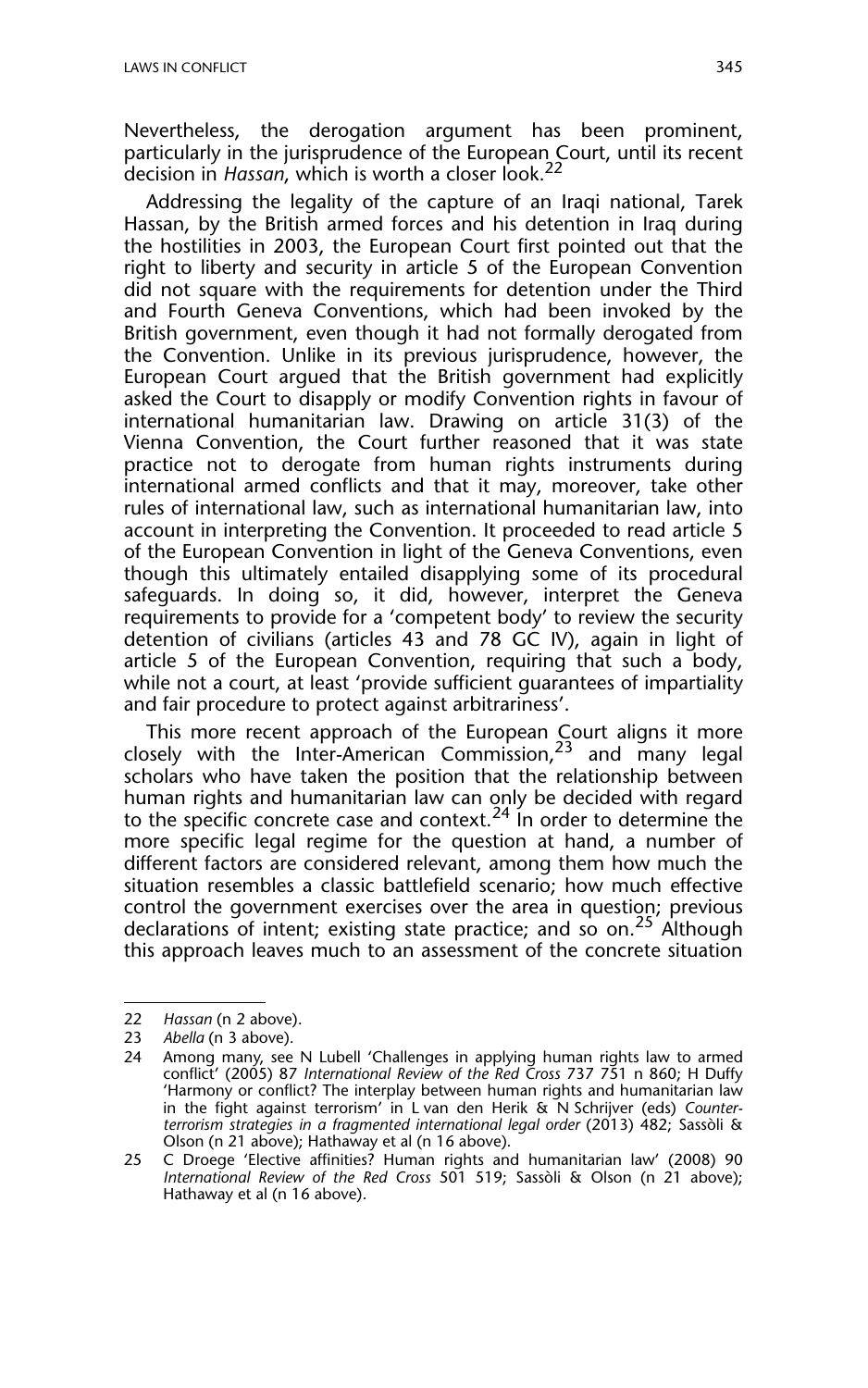Nevertheless, the derogation argument has been prominent, particularly in the jurisprudence of the European Court, until its recent decision in *Hassan*, which is worth a closer look.[22]

Addressing the legality of the capture of an Iraqi national, Tarek Hassan, by the British armed forces and his detention in Iraq during the hostilities in 2003, the European Court first pointed out that the right to liberty and security in article 5 of the European Convention did not square with the requirements for detention under the Third and Fourth Geneva Conventions, which had been invoked by the British government, even though it had not formally derogated from the Convention. Unlike in its previous jurisprudence, however, the European Court argued that the British government had explicitly asked the Court to disapply or modify Convention rights in favour of international humanitarian law. Drawing on article 31(3) of the Vienna Convention, the Court further reasoned that it was state practice not to derogate from human rights instruments during international armed conflicts and that it may, moreover, take other rules of international law, such as international humanitarian law, into account in interpreting the Convention. It proceeded to read article 5 of the European Convention in light of the Geneva Conventions, even though this ultimately entailed disapplying some of its procedural safeguards. In doing so, it did, however, interpret the Geneva requirements to provide for a 'competent body' to review the security detention of civilians (articles 43 and 78 GC IV), again in light of article 5 of the European Convention, requiring that such a body, while not a court, at least 'provide sufficient guarantees of impartiality and fair procedure to protect against arbitrariness'.

This more recent approach of the European Court aligns it more closely with the Inter-American Commission,[23] and many legal scholars who have taken the position that the relationship between human rights and humanitarian law can only be decided with regard to the specific concrete case and context.[24] In order to determine the more specific legal regime for the question at hand, a number of different factors are considered relevant, among them how much the situation resembles a classic battlefield scenario; how much effective control the government exercises over the area in question; previous declarations of intent; existing state practice; and so on.[25] Although this approach leaves much to an assessment of the concrete situation

---

22 *Hassan* (n 2 above).

23 *Abella* (n 3 above).

24 Among many, see N Lubell 'Challenges in applying human rights law to armed conflict' (2005) 87 *International Review of the Red Cross* 737 751 n 860; H Duffy 'Harmony or conflict? The interplay between human rights and humanitarian law in the fight against terrorism' in L van den Herik & N Schrijver (eds) *Counter-terrorism strategies in a fragmented international legal order* (2013) 482; Sassòli & Olson (n 21 above); Hathaway et al (n 16 above).

25 C Droege 'Elective affinities? Human rights and humanitarian law' (2008) 90 *International Review of the Red Cross* 501 519; Sassòli & Olson (n 21 above); Hathaway et al (n 16 above).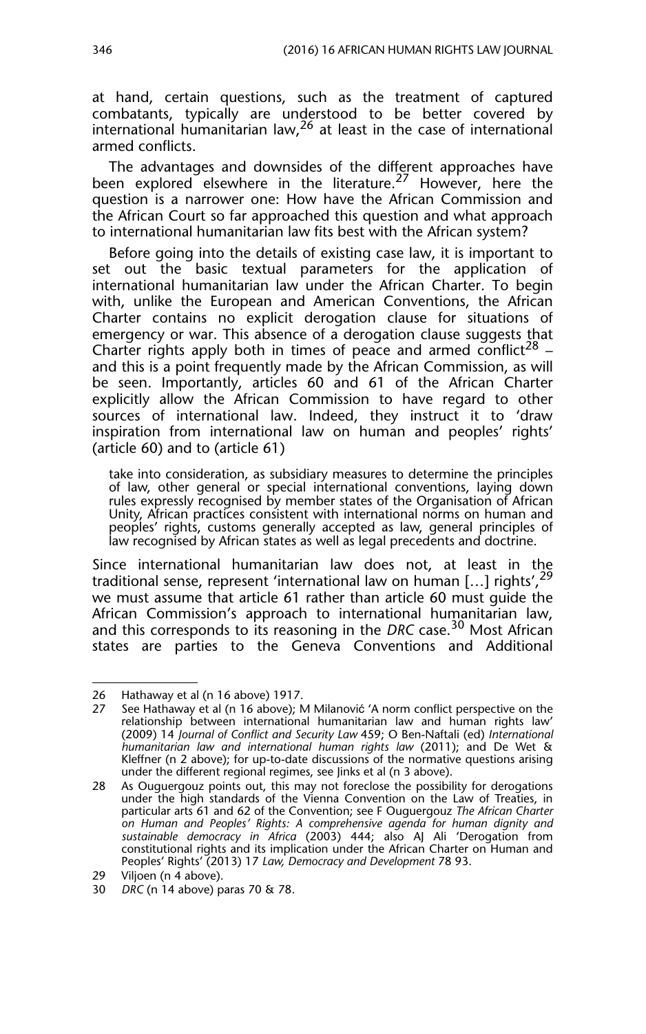at hand, certain questions, such as the treatment of captured combatants, typically are understood to be better covered by international humanitarian law,[26] at least in the case of international armed conflicts.

The advantages and downsides of the different approaches have been explored elsewhere in the literature.[27] However, here the question is a narrower one: How have the African Commission and the African Court so far approached this question and what approach to international humanitarian law fits best with the African system?

Before going into the details of existing case law, it is important to set out the basic textual parameters for the application of international humanitarian law under the African Charter. To begin with, unlike the European and American Conventions, the African Charter contains no explicit derogation clause for situations of emergency or war. This absence of a derogation clause suggests that Charter rights apply both in times of peace and armed conflict[28] – and this is a point frequently made by the African Commission, as will be seen. Importantly, articles 60 and 61 of the African Charter explicitly allow the African Commission to have regard to other sources of international law. Indeed, they instruct it to 'draw inspiration from international law on human and peoples' rights' (article 60) and to (article 61)

> take into consideration, as subsidiary measures to determine the principles of law, other general or special international conventions, laying down rules expressly recognised by member states of the Organisation of African Unity, African practices consistent with international norms on human and peoples' rights, customs generally accepted as law, general principles of law recognised by African states as well as legal precedents and doctrine.

Since international humanitarian law does not, at least in the traditional sense, represent 'international law on human […] rights',[29] we must assume that article 61 rather than article 60 must guide the African Commission's approach to international humanitarian law, and this corresponds to its reasoning in the *DRC* case.[30] Most African states are parties to the Geneva Conventions and Additional

---

26 Hathaway et al (n 16 above) 1917.

27 See Hathaway et al (n 16 above); M Milanović 'A norm conflict perspective on the relationship between international humanitarian law and human rights law' (2009) 14 *Journal of Conflict and Security Law* 459; O Ben-Naftali (ed) *International humanitarian law and international human rights law* (2011); and De Wet & Kleffner (n 2 above); for up-to-date discussions of the normative questions arising under the different regional regimes, see Jinks et al (n 3 above).

28 As Ouguergouz points out, this may not foreclose the possibility for derogations under the high standards of the Vienna Convention on the Law of Treaties, in particular arts 61 and 62 of the Convention; see F Ouguergouz *The African Charter on Human and Peoples' Rights: A comprehensive agenda for human dignity and sustainable democracy in Africa* (2003) 444; also AJ Ali 'Derogation from constitutional rights and its implication under the African Charter on Human and Peoples' Rights' (2013) 17 *Law, Democracy and Development* 78 93.

29 Viljoen (n 4 above).

30 *DRC* (n 14 above) paras 70 & 78.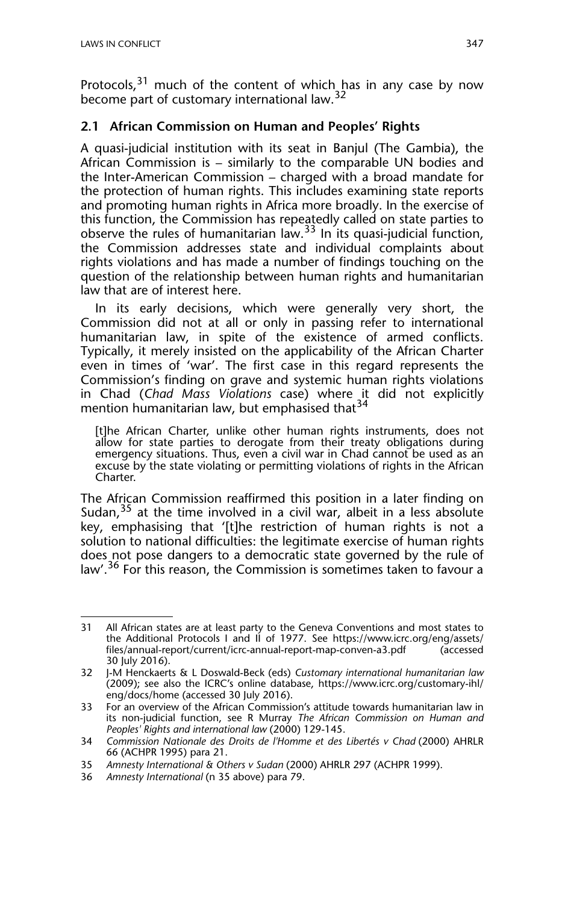Protocols,[31] much of the content of which has in any case by now become part of customary international law.[32]

### 2.1 African Commission on Human and Peoples' Rights

A quasi-judicial institution with its seat in Banjul (The Gambia), the African Commission is – similarly to the comparable UN bodies and the Inter-American Commission – charged with a broad mandate for the protection of human rights. This includes examining state reports and promoting human rights in Africa more broadly. In the exercise of this function, the Commission has repeatedly called on state parties to observe the rules of humanitarian law.[33] In its quasi-judicial function, the Commission addresses state and individual complaints about rights violations and has made a number of findings touching on the question of the relationship between human rights and humanitarian law that are of interest here.

In its early decisions, which were generally very short, the Commission did not at all or only in passing refer to international humanitarian law, in spite of the existence of armed conflicts. Typically, it merely insisted on the applicability of the African Charter even in times of 'war'. The first case in this regard represents the Commission's finding on grave and systemic human rights violations in Chad (*Chad Mass Violations* case) where it did not explicitly mention humanitarian law, but emphasised that[34]

> [t]he African Charter, unlike other human rights instruments, does not allow for state parties to derogate from their treaty obligations during emergency situations. Thus, even a civil war in Chad cannot be used as an excuse by the state violating or permitting violations of rights in the African Charter.

The African Commission reaffirmed this position in a later finding on Sudan,[35] at the time involved in a civil war, albeit in a less absolute key, emphasising that '[t]he restriction of human rights is not a solution to national difficulties: the legitimate exercise of human rights does not pose dangers to a democratic state governed by the rule of law'.[36] For this reason, the Commission is sometimes taken to favour a

---

31 All African states are at least party to the Geneva Conventions and most states to the Additional Protocols I and II of 1977. See https://www.icrc.org/eng/assets/files/annual-report/current/icrc-annual-report-map-conven-a3.pdf (accessed 30 July 2016).

32 J-M Henckaerts & L Doswald-Beck (eds) *Customary international humanitarian law* (2009); see also the ICRC's online database, https://www.icrc.org/customary-ihl/eng/docs/home (accessed 30 July 2016).

33 For an overview of the African Commission's attitude towards humanitarian law in its non-judicial function, see R Murray *The African Commission on Human and Peoples' Rights and international law* (2000) 129-145.

34 *Commission Nationale des Droits de l'Homme et des Libertés v Chad* (2000) AHRLR 66 (ACHPR 1995) para 21.

35 *Amnesty International & Others v Sudan* (2000) AHRLR 297 (ACHPR 1999).

36 *Amnesty International* (n 35 above) para 79.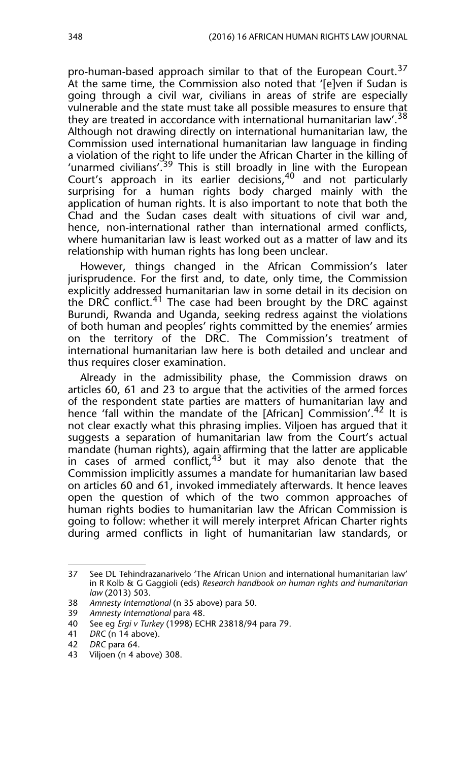pro-human-based approach similar to that of the European Court.[37] At the same time, the Commission also noted that '[e]ven if Sudan is going through a civil war, civilians in areas of strife are especially vulnerable and the state must take all possible measures to ensure that they are treated in accordance with international humanitarian law'.[38] Although not drawing directly on international humanitarian law, the Commission used international humanitarian law language in finding a violation of the right to life under the African Charter in the killing of 'unarmed civilians'.[39] This is still broadly in line with the European Court's approach in its earlier decisions,[40] and not particularly surprising for a human rights body charged mainly with the application of human rights. It is also important to note that both the Chad and the Sudan cases dealt with situations of civil war and, hence, non-international rather than international armed conflicts, where humanitarian law is least worked out as a matter of law and its relationship with human rights has long been unclear.

However, things changed in the African Commission's later jurisprudence. For the first and, to date, only time, the Commission explicitly addressed humanitarian law in some detail in its decision on the DRC conflict.[41] The case had been brought by the DRC against Burundi, Rwanda and Uganda, seeking redress against the violations of both human and peoples' rights committed by the enemies' armies on the territory of the DRC. The Commission's treatment of international humanitarian law here is both detailed and unclear and thus requires closer examination.

Already in the admissibility phase, the Commission draws on articles 60, 61 and 23 to argue that the activities of the armed forces of the respondent state parties are matters of humanitarian law and hence 'fall within the mandate of the [African] Commission'.[42] It is not clear exactly what this phrasing implies. Viljoen has argued that it suggests a separation of humanitarian law from the Court's actual mandate (human rights), again affirming that the latter are applicable in cases of armed conflict,[43] but it may also denote that the Commission implicitly assumes a mandate for humanitarian law based on articles 60 and 61, invoked immediately afterwards. It hence leaves open the question of which of the two common approaches of human rights bodies to humanitarian law the African Commission is going to follow: whether it will merely interpret African Charter rights during armed conflicts in light of humanitarian law standards, or

---

37 See DL Tehindrazanarivelo 'The African Union and international humanitarian law' in R Kolb & G Gaggioli (eds) *Research handbook on human rights and humanitarian law* (2013) 503.

38 *Amnesty International* (n 35 above) para 50.

39 *Amnesty International* para 48.

40 See eg *Ergi v Turkey* (1998) ECHR 23818/94 para 79.

41 *DRC* (n 14 above).

42 *DRC* para 64.

43 Viljoen (n 4 above) 308.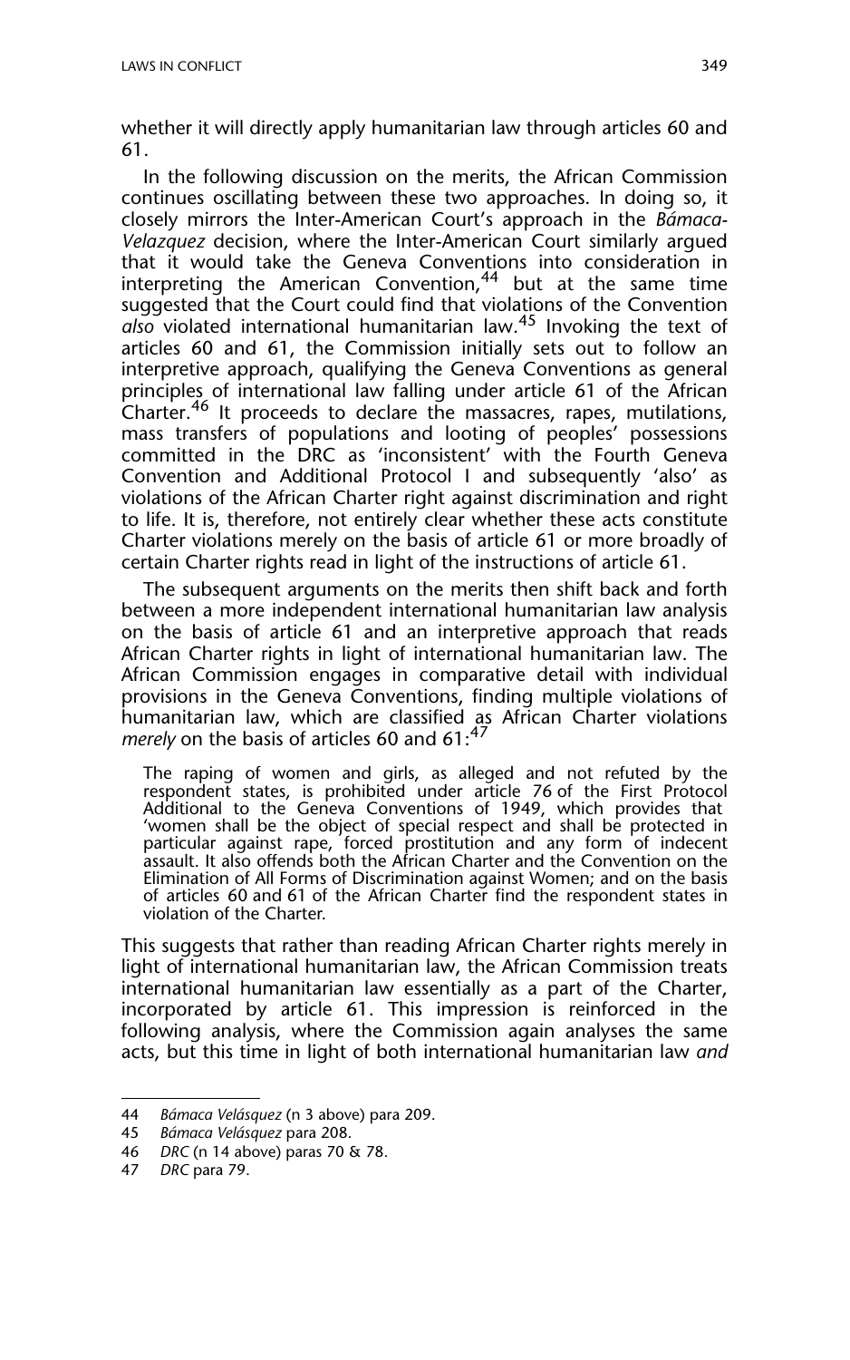whether it will directly apply humanitarian law through articles 60 and 61.

In the following discussion on the merits, the African Commission continues oscillating between these two approaches. In doing so, it closely mirrors the Inter-American Court's approach in the *Bámaca-Velazquez* decision, where the Inter-American Court similarly argued that it would take the Geneva Conventions into consideration in interpreting the American Convention,[44] but at the same time suggested that the Court could find that violations of the Convention *also* violated international humanitarian law.[45] Invoking the text of articles 60 and 61, the Commission initially sets out to follow an interpretive approach, qualifying the Geneva Conventions as general principles of international law falling under article 61 of the African Charter.[46] It proceeds to declare the massacres, rapes, mutilations, mass transfers of populations and looting of peoples' possessions committed in the DRC as 'inconsistent' with the Fourth Geneva Convention and Additional Protocol I and subsequently 'also' as violations of the African Charter right against discrimination and right to life. It is, therefore, not entirely clear whether these acts constitute Charter violations merely on the basis of article 61 or more broadly of certain Charter rights read in light of the instructions of article 61.

The subsequent arguments on the merits then shift back and forth between a more independent international humanitarian law analysis on the basis of article 61 and an interpretive approach that reads African Charter rights in light of international humanitarian law. The African Commission engages in comparative detail with individual provisions in the Geneva Conventions, finding multiple violations of humanitarian law, which are classified as African Charter violations *merely* on the basis of articles 60 and 61:[47]

> The raping of women and girls, as alleged and not refuted by the respondent states, is prohibited under article 76 of the First Protocol Additional to the Geneva Conventions of 1949, which provides that 'women shall be the object of special respect and shall be protected in particular against rape, forced prostitution and any form of indecent assault. It also offends both the African Charter and the Convention on the Elimination of All Forms of Discrimination against Women; and on the basis of articles 60 and 61 of the African Charter find the respondent states in violation of the Charter.

This suggests that rather than reading African Charter rights merely in light of international humanitarian law, the African Commission treats international humanitarian law essentially as a part of the Charter, incorporated by article 61. This impression is reinforced in the following analysis, where the Commission again analyses the same acts, but this time in light of both international humanitarian law *and*

---

44 *Bámaca Velásquez* (n 3 above) para 209.

45 *Bámaca Velásquez* para 208.

46 *DRC* (n 14 above) paras 70 & 78.

47 *DRC* para 79.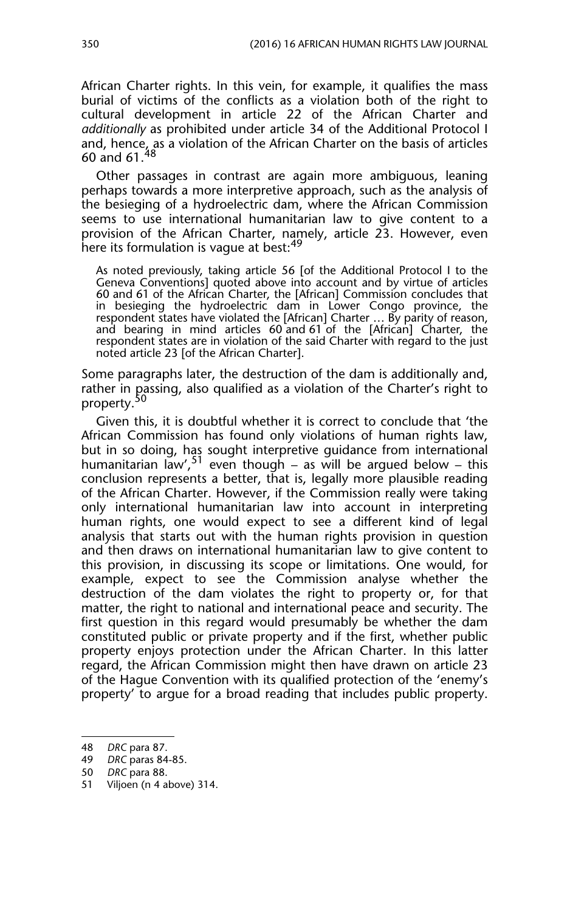African Charter rights. In this vein, for example, it qualifies the mass burial of victims of the conflicts as a violation both of the right to cultural development in article 22 of the African Charter and *additionally* as prohibited under article 34 of the Additional Protocol I and, hence, as a violation of the African Charter on the basis of articles 60 and 61.[48]

Other passages in contrast are again more ambiguous, leaning perhaps towards a more interpretive approach, such as the analysis of the besieging of a hydroelectric dam, where the African Commission seems to use international humanitarian law to give content to a provision of the African Charter, namely, article 23. However, even here its formulation is vague at best:[49]

> As noted previously, taking article 56 [of the Additional Protocol I to the Geneva Conventions] quoted above into account and by virtue of articles 60 and 61 of the African Charter, the [African] Commission concludes that in besieging the hydroelectric dam in Lower Congo province, the respondent states have violated the [African] Charter … By parity of reason, and bearing in mind articles 60 and 61 of the [African] Charter, the respondent states are in violation of the said Charter with regard to the just noted article 23 [of the African Charter].

Some paragraphs later, the destruction of the dam is additionally and, rather in passing, also qualified as a violation of the Charter's right to property.[50]

Given this, it is doubtful whether it is correct to conclude that 'the African Commission has found only violations of human rights law, but in so doing, has sought interpretive guidance from international humanitarian law',[51] even though – as will be argued below – this conclusion represents a better, that is, legally more plausible reading of the African Charter. However, if the Commission really were taking only international humanitarian law into account in interpreting human rights, one would expect to see a different kind of legal analysis that starts out with the human rights provision in question and then draws on international humanitarian law to give content to this provision, in discussing its scope or limitations. One would, for example, expect to see the Commission analyse whether the destruction of the dam violates the right to property or, for that matter, the right to national and international peace and security. The first question in this regard would presumably be whether the dam constituted public or private property and if the first, whether public property enjoys protection under the African Charter. In this latter regard, the African Commission might then have drawn on article 23 of the Hague Convention with its qualified protection of the 'enemy's property' to argue for a broad reading that includes public property.

---

48 *DRC* para 87.

49 *DRC* paras 84-85.

50 *DRC* para 88.

51 Viljoen (n 4 above) 314.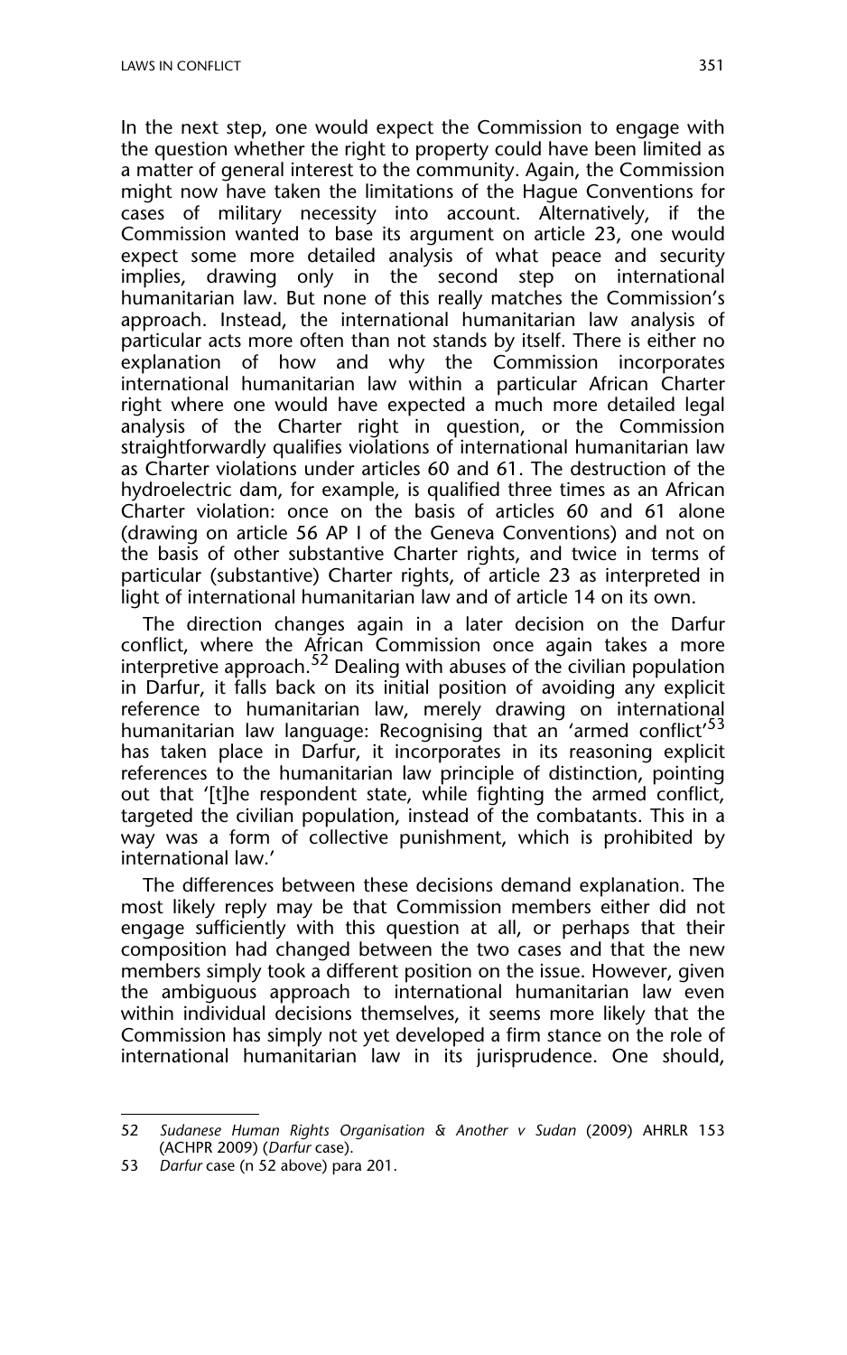In the next step, one would expect the Commission to engage with the question whether the right to property could have been limited as a matter of general interest to the community. Again, the Commission might now have taken the limitations of the Hague Conventions for cases of military necessity into account. Alternatively, if the Commission wanted to base its argument on article 23, one would expect some more detailed analysis of what peace and security implies, drawing only in the second step on international humanitarian law. But none of this really matches the Commission's approach. Instead, the international humanitarian law analysis of particular acts more often than not stands by itself. There is either no explanation of how and why the Commission incorporates international humanitarian law within a particular African Charter right where one would have expected a much more detailed legal analysis of the Charter right in question, or the Commission straightforwardly qualifies violations of international humanitarian law as Charter violations under articles 60 and 61. The destruction of the hydroelectric dam, for example, is qualified three times as an African Charter violation: once on the basis of articles 60 and 61 alone (drawing on article 56 AP I of the Geneva Conventions) and not on the basis of other substantive Charter rights, and twice in terms of particular (substantive) Charter rights, of article 23 as interpreted in light of international humanitarian law and of article 14 on its own.

The direction changes again in a later decision on the Darfur conflict, where the African Commission once again takes a more interpretive approach.[52] Dealing with abuses of the civilian population in Darfur, it falls back on its initial position of avoiding any explicit reference to humanitarian law, merely drawing on international humanitarian law language: Recognising that an 'armed conflict'[53] has taken place in Darfur, it incorporates in its reasoning explicit references to the humanitarian law principle of distinction, pointing out that '[t]he respondent state, while fighting the armed conflict, targeted the civilian population, instead of the combatants. This in a way was a form of collective punishment, which is prohibited by international law.'

The differences between these decisions demand explanation. The most likely reply may be that Commission members either did not engage sufficiently with this question at all, or perhaps that their composition had changed between the two cases and that the new members simply took a different position on the issue. However, given the ambiguous approach to international humanitarian law even within individual decisions themselves, it seems more likely that the Commission has simply not yet developed a firm stance on the role of international humanitarian law in its jurisprudence. One should,

---

52 *Sudanese Human Rights Organisation & Another v Sudan* (2009) AHRLR 153 (ACHPR 2009) (*Darfur* case).

53 *Darfur* case (n 52 above) para 201.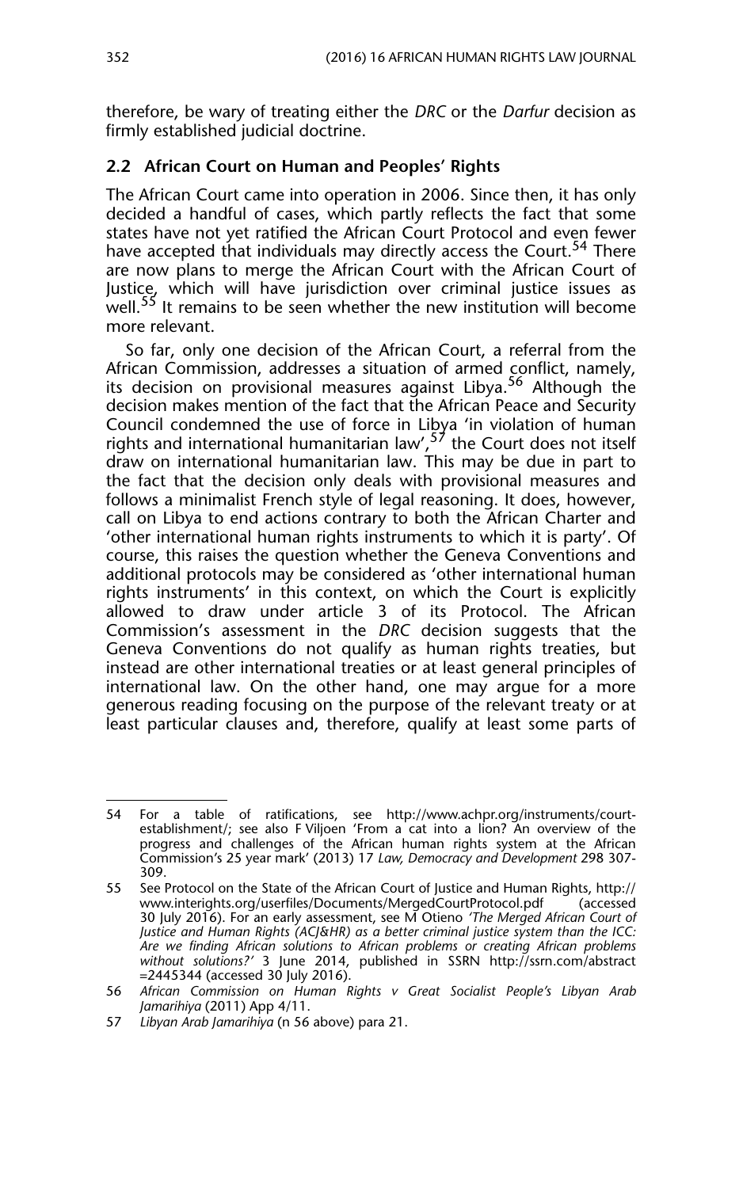therefore, be wary of treating either the *DRC* or the *Darfur* decision as firmly established judicial doctrine.

### 2.2 African Court on Human and Peoples' Rights

The African Court came into operation in 2006. Since then, it has only decided a handful of cases, which partly reflects the fact that some states have not yet ratified the African Court Protocol and even fewer have accepted that individuals may directly access the Court.[54] There are now plans to merge the African Court with the African Court of Justice, which will have jurisdiction over criminal justice issues as well.[55] It remains to be seen whether the new institution will become more relevant.

So far, only one decision of the African Court, a referral from the African Commission, addresses a situation of armed conflict, namely, its decision on provisional measures against Libya.[56] Although the decision makes mention of the fact that the African Peace and Security Council condemned the use of force in Libya 'in violation of human rights and international humanitarian law',[57] the Court does not itself draw on international humanitarian law. This may be due in part to the fact that the decision only deals with provisional measures and follows a minimalist French style of legal reasoning. It does, however, call on Libya to end actions contrary to both the African Charter and 'other international human rights instruments to which it is party'. Of course, this raises the question whether the Geneva Conventions and additional protocols may be considered as 'other international human rights instruments' in this context, on which the Court is explicitly allowed to draw under article 3 of its Protocol. The African Commission's assessment in the *DRC* decision suggests that the Geneva Conventions do not qualify as human rights treaties, but instead are other international treaties or at least general principles of international law. On the other hand, one may argue for a more generous reading focusing on the purpose of the relevant treaty or at least particular clauses and, therefore, qualify at least some parts of

---

54 For a table of ratifications, see http://www.achpr.org/instruments/court-establishment/; see also F Viljoen 'From a cat into a lion? An overview of the progress and challenges of the African human rights system at the African Commission's 25 year mark' (2013) 17 *Law, Democracy and Development* 298 307-309.

55 See Protocol on the State of the African Court of Justice and Human Rights, http://www.interights.org/userfiles/Documents/MergedCourtProtocol.pdf (accessed 30 July 2016). For an early assessment, see M Otieno *'The Merged African Court of Justice and Human Rights (ACJ&HR) as a better criminal justice system than the ICC: Are we finding African solutions to African problems or creating African problems without solutions?'* 3 June 2014, published in SSRN http://ssrn.com/abstract=2445344 (accessed 30 July 2016).

56 *African Commission on Human Rights v Great Socialist People's Libyan Arab Jamarihiya* (2011) App 4/11.

57 *Libyan Arab Jamarihiya* (n 56 above) para 21.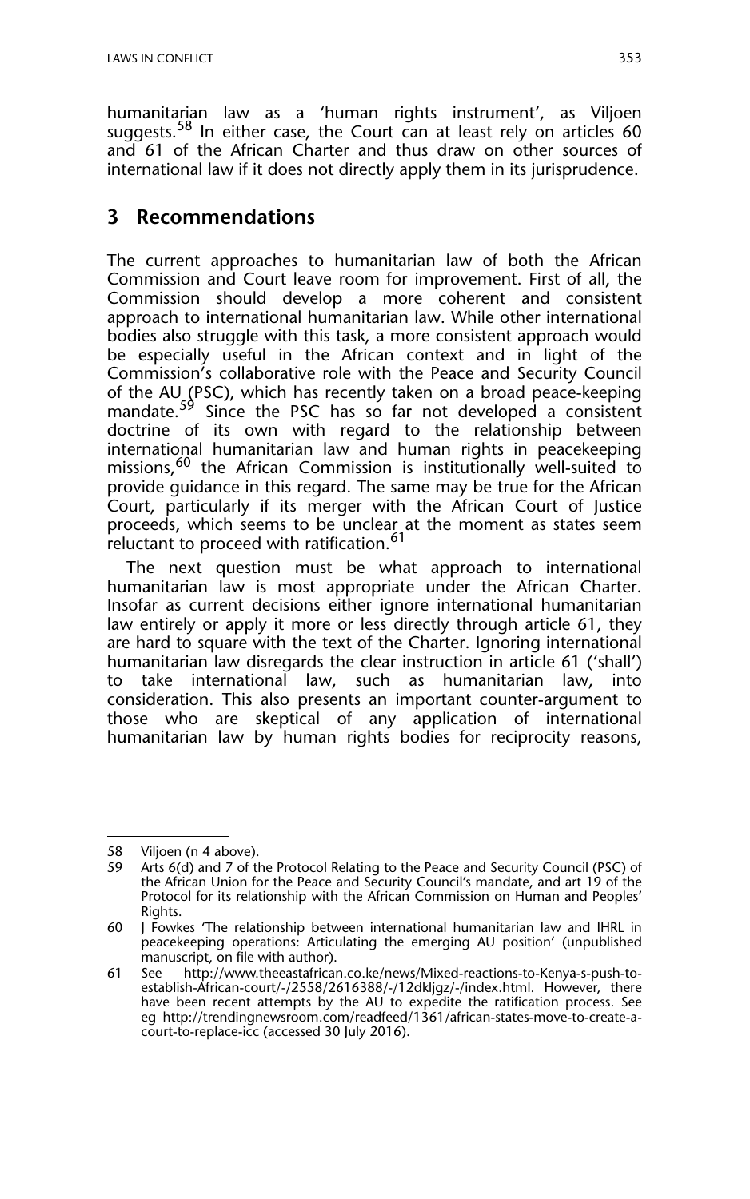humanitarian law as a 'human rights instrument', as Viljoen suggests.[58] In either case, the Court can at least rely on articles 60 and 61 of the African Charter and thus draw on other sources of international law if it does not directly apply them in its jurisprudence.

## 3 Recommendations

The current approaches to humanitarian law of both the African Commission and Court leave room for improvement. First of all, the Commission should develop a more coherent and consistent approach to international humanitarian law. While other international bodies also struggle with this task, a more consistent approach would be especially useful in the African context and in light of the Commission's collaborative role with the Peace and Security Council of the AU (PSC), which has recently taken on a broad peace-keeping mandate.[59] Since the PSC has so far not developed a consistent doctrine of its own with regard to the relationship between international humanitarian law and human rights in peacekeeping missions,[60] the African Commission is institutionally well-suited to provide guidance in this regard. The same may be true for the African Court, particularly if its merger with the African Court of Justice proceeds, which seems to be unclear at the moment as states seem reluctant to proceed with ratification.[61]

The next question must be what approach to international humanitarian law is most appropriate under the African Charter. Insofar as current decisions either ignore international humanitarian law entirely or apply it more or less directly through article 61, they are hard to square with the text of the Charter. Ignoring international humanitarian law disregards the clear instruction in article 61 ('shall') to take international law, such as humanitarian law, into consideration. This also presents an important counter-argument to those who are skeptical of any application of international humanitarian law by human rights bodies for reciprocity reasons,

---

58 Viljoen (n 4 above).

59 Arts 6(d) and 7 of the Protocol Relating to the Peace and Security Council (PSC) of the African Union for the Peace and Security Council's mandate, and art 19 of the Protocol for its relationship with the African Commission on Human and Peoples' Rights.

60 J Fowkes 'The relationship between international humanitarian law and IHRL in peacekeeping operations: Articulating the emerging AU position' (unpublished manuscript, on file with author).

61 See http://www.theeastafrican.co.ke/news/Mixed-reactions-to-Kenya-s-push-to-establish-African-court/-/2558/2616388/-/12dkljgz/-/index.html. However, there have been recent attempts by the AU to expedite the ratification process. See eg http://trendingnewsroom.com/readfeed/1361/african-states-move-to-create-a-court-to-replace-icc (accessed 30 July 2016).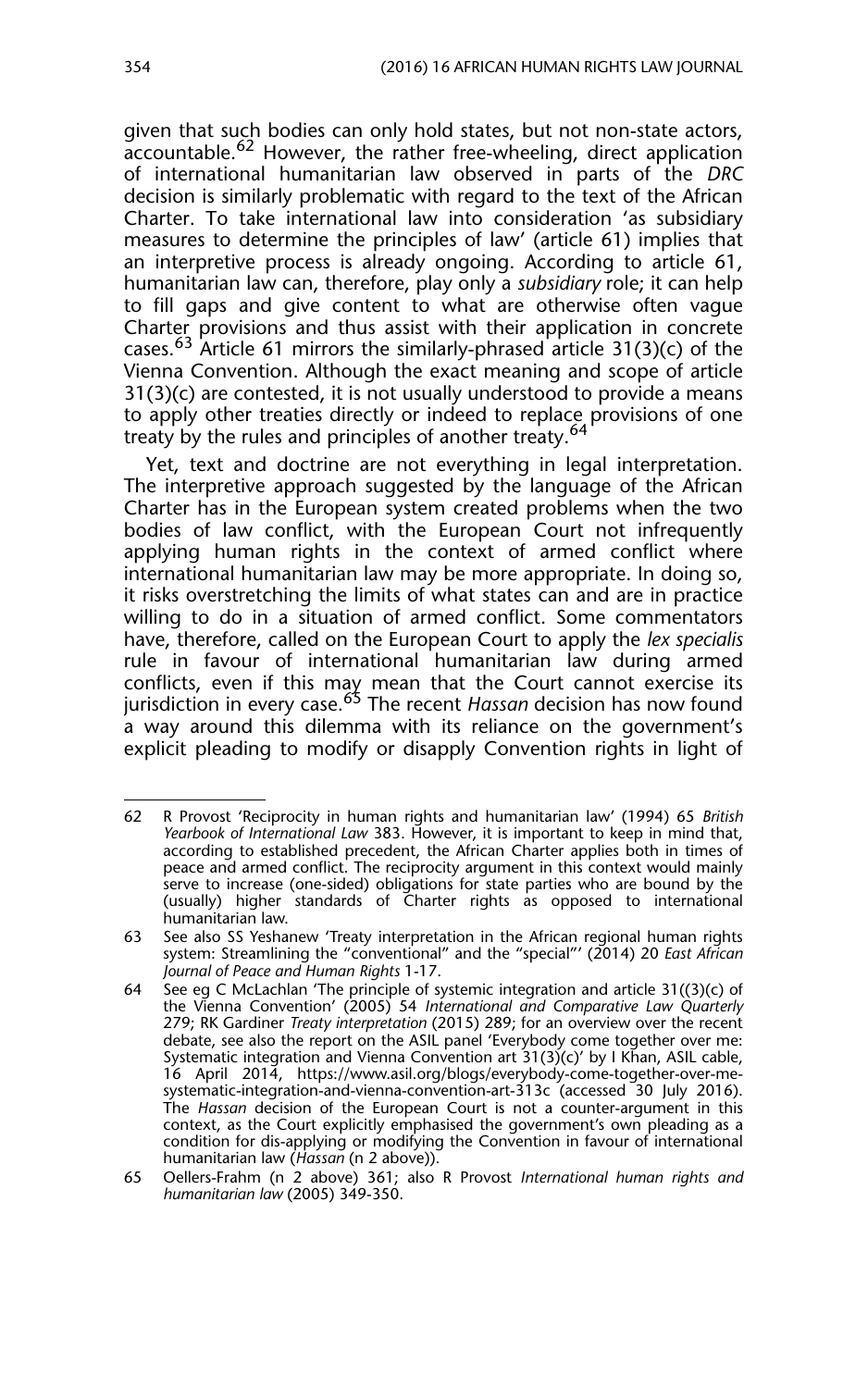given that such bodies can only hold states, but not non-state actors, accountable.[62] However, the rather free-wheeling, direct application of international humanitarian law observed in parts of the *DRC* decision is similarly problematic with regard to the text of the African Charter. To take international law into consideration 'as subsidiary measures to determine the principles of law' (article 61) implies that an interpretive process is already ongoing. According to article 61, humanitarian law can, therefore, play only a *subsidiary* role; it can help to fill gaps and give content to what are otherwise often vague Charter provisions and thus assist with their application in concrete cases.[63] Article 61 mirrors the similarly-phrased article 31(3)(c) of the Vienna Convention. Although the exact meaning and scope of article 31(3)(c) are contested, it is not usually understood to provide a means to apply other treaties directly or indeed to replace provisions of one treaty by the rules and principles of another treaty.[64]

Yet, text and doctrine are not everything in legal interpretation. The interpretive approach suggested by the language of the African Charter has in the European system created problems when the two bodies of law conflict, with the European Court not infrequently applying human rights in the context of armed conflict where international humanitarian law may be more appropriate. In doing so, it risks overstretching the limits of what states can and are in practice willing to do in a situation of armed conflict. Some commentators have, therefore, called on the European Court to apply the *lex specialis* rule in favour of international humanitarian law during armed conflicts, even if this may mean that the Court cannot exercise its jurisdiction in every case.[65] The recent *Hassan* decision has now found a way around this dilemma with its reliance on the government's explicit pleading to modify or disapply Convention rights in light of

---

62 R Provost 'Reciprocity in human rights and humanitarian law' (1994) 65 *British Yearbook of International Law* 383. However, it is important to keep in mind that, according to established precedent, the African Charter applies both in times of peace and armed conflict. The reciprocity argument in this context would mainly serve to increase (one-sided) obligations for state parties who are bound by the (usually) higher standards of Charter rights as opposed to international humanitarian law.

63 See also SS Yeshanew 'Treaty interpretation in the African regional human rights system: Streamlining the "conventional" and the "special"' (2014) 20 *East African Journal of Peace and Human Rights* 1-17.

64 See eg C McLachlan 'The principle of systemic integration and article 31((3)(c) of the Vienna Convention' (2005) 54 *International and Comparative Law Quarterly* 279; RK Gardiner *Treaty interpretation* (2015) 289; for an overview over the recent debate, see also the report on the ASIL panel 'Everybody come together over me: Systematic integration and Vienna Convention art 31(3)(c)' by I Khan, ASIL cable, 16 April 2014, https://www.asil.org/blogs/everybody-come-together-over-me-systematic-integration-and-vienna-convention-art-313c (accessed 30 July 2016). The *Hassan* decision of the European Court is not a counter-argument in this context, as the Court explicitly emphasised the government's own pleading as a condition for dis-applying or modifying the Convention in favour of international humanitarian law (*Hassan* (n 2 above)).

65 Oellers-Frahm (n 2 above) 361; also R Provost *International human rights and humanitarian law* (2005) 349-350.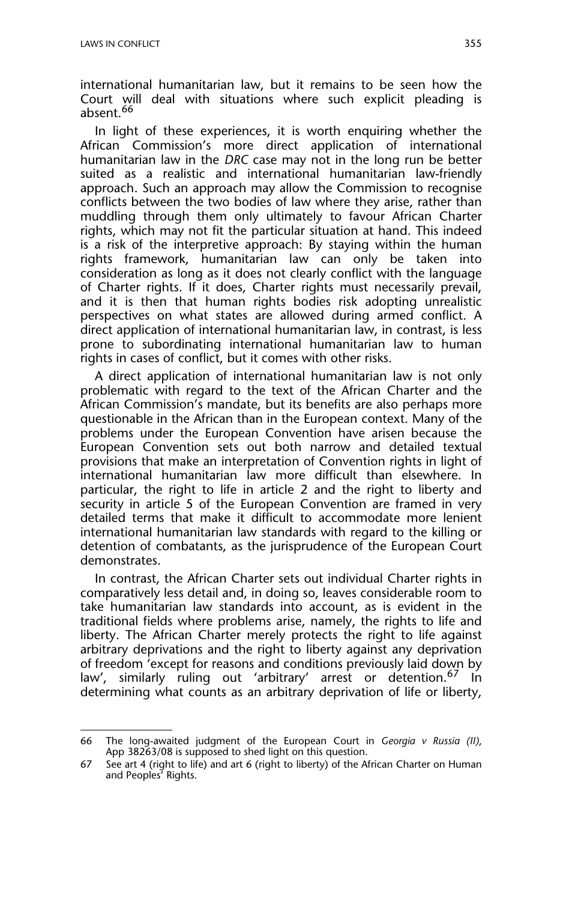international humanitarian law, but it remains to be seen how the Court will deal with situations where such explicit pleading is absent.[66]

In light of these experiences, it is worth enquiring whether the African Commission's more direct application of international humanitarian law in the *DRC* case may not in the long run be better suited as a realistic and international humanitarian law-friendly approach. Such an approach may allow the Commission to recognise conflicts between the two bodies of law where they arise, rather than muddling through them only ultimately to favour African Charter rights, which may not fit the particular situation at hand. This indeed is a risk of the interpretive approach: By staying within the human rights framework, humanitarian law can only be taken into consideration as long as it does not clearly conflict with the language of Charter rights. If it does, Charter rights must necessarily prevail, and it is then that human rights bodies risk adopting unrealistic perspectives on what states are allowed during armed conflict. A direct application of international humanitarian law, in contrast, is less prone to subordinating international humanitarian law to human rights in cases of conflict, but it comes with other risks.

A direct application of international humanitarian law is not only problematic with regard to the text of the African Charter and the African Commission's mandate, but its benefits are also perhaps more questionable in the African than in the European context. Many of the problems under the European Convention have arisen because the European Convention sets out both narrow and detailed textual provisions that make an interpretation of Convention rights in light of international humanitarian law more difficult than elsewhere. In particular, the right to life in article 2 and the right to liberty and security in article 5 of the European Convention are framed in very detailed terms that make it difficult to accommodate more lenient international humanitarian law standards with regard to the killing or detention of combatants, as the jurisprudence of the European Court demonstrates.

In contrast, the African Charter sets out individual Charter rights in comparatively less detail and, in doing so, leaves considerable room to take humanitarian law standards into account, as is evident in the traditional fields where problems arise, namely, the rights to life and liberty. The African Charter merely protects the right to life against arbitrary deprivations and the right to liberty against any deprivation of freedom 'except for reasons and conditions previously laid down by law', similarly ruling out 'arbitrary' arrest or detention.[67] In determining what counts as an arbitrary deprivation of life or liberty,

---

66 The long-awaited judgment of the European Court in *Georgia v Russia (II)*, App 38263/08 is supposed to shed light on this question.

67 See art 4 (right to life) and art 6 (right to liberty) of the African Charter on Human and Peoples' Rights.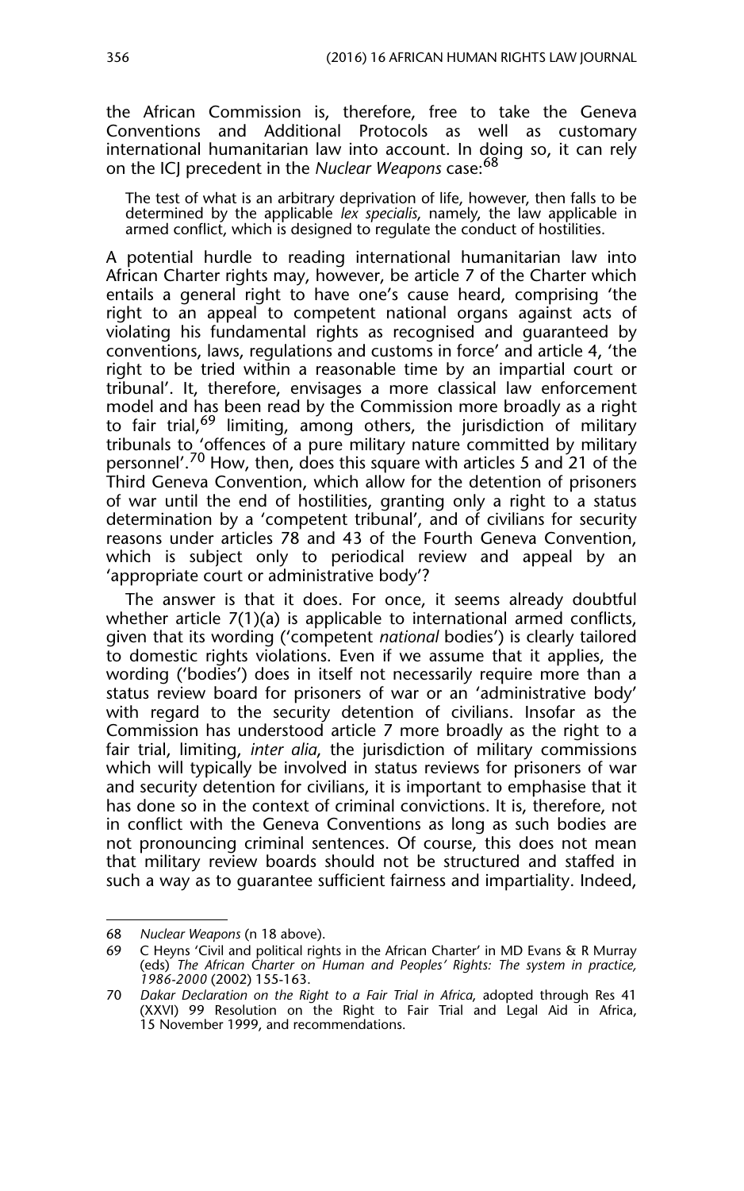the African Commission is, therefore, free to take the Geneva Conventions and Additional Protocols as well as customary international humanitarian law into account. In doing so, it can rely on the ICJ precedent in the *Nuclear Weapons* case:[68]

> The test of what is an arbitrary deprivation of life, however, then falls to be determined by the applicable *lex specialis*, namely, the law applicable in armed conflict, which is designed to regulate the conduct of hostilities.

A potential hurdle to reading international humanitarian law into African Charter rights may, however, be article 7 of the Charter which entails a general right to have one's cause heard, comprising 'the right to an appeal to competent national organs against acts of violating his fundamental rights as recognised and guaranteed by conventions, laws, regulations and customs in force' and article 4, 'the right to be tried within a reasonable time by an impartial court or tribunal'. It, therefore, envisages a more classical law enforcement model and has been read by the Commission more broadly as a right to fair trial,[69] limiting, among others, the jurisdiction of military tribunals to 'offences of a pure military nature committed by military personnel'.[70] How, then, does this square with articles 5 and 21 of the Third Geneva Convention, which allow for the detention of prisoners of war until the end of hostilities, granting only a right to a status determination by a 'competent tribunal', and of civilians for security reasons under articles 78 and 43 of the Fourth Geneva Convention, which is subject only to periodical review and appeal by an 'appropriate court or administrative body'?

The answer is that it does. For once, it seems already doubtful whether article 7(1)(a) is applicable to international armed conflicts, given that its wording ('competent *national* bodies') is clearly tailored to domestic rights violations. Even if we assume that it applies, the wording ('bodies') does in itself not necessarily require more than a status review board for prisoners of war or an 'administrative body' with regard to the security detention of civilians. Insofar as the Commission has understood article 7 more broadly as the right to a fair trial, limiting, *inter alia*, the jurisdiction of military commissions which will typically be involved in status reviews for prisoners of war and security detention for civilians, it is important to emphasise that it has done so in the context of criminal convictions. It is, therefore, not in conflict with the Geneva Conventions as long as such bodies are not pronouncing criminal sentences. Of course, this does not mean that military review boards should not be structured and staffed in such a way as to guarantee sufficient fairness and impartiality. Indeed,

---

68 *Nuclear Weapons* (n 18 above).

69 C Heyns 'Civil and political rights in the African Charter' in MD Evans & R Murray (eds) *The African Charter on Human and Peoples' Rights: The system in practice, 1986-2000* (2002) 155-163.

70 *Dakar Declaration on the Right to a Fair Trial in Africa*, adopted through Res 41 (XXVI) 99 Resolution on the Right to Fair Trial and Legal Aid in Africa, 15 November 1999, and recommendations.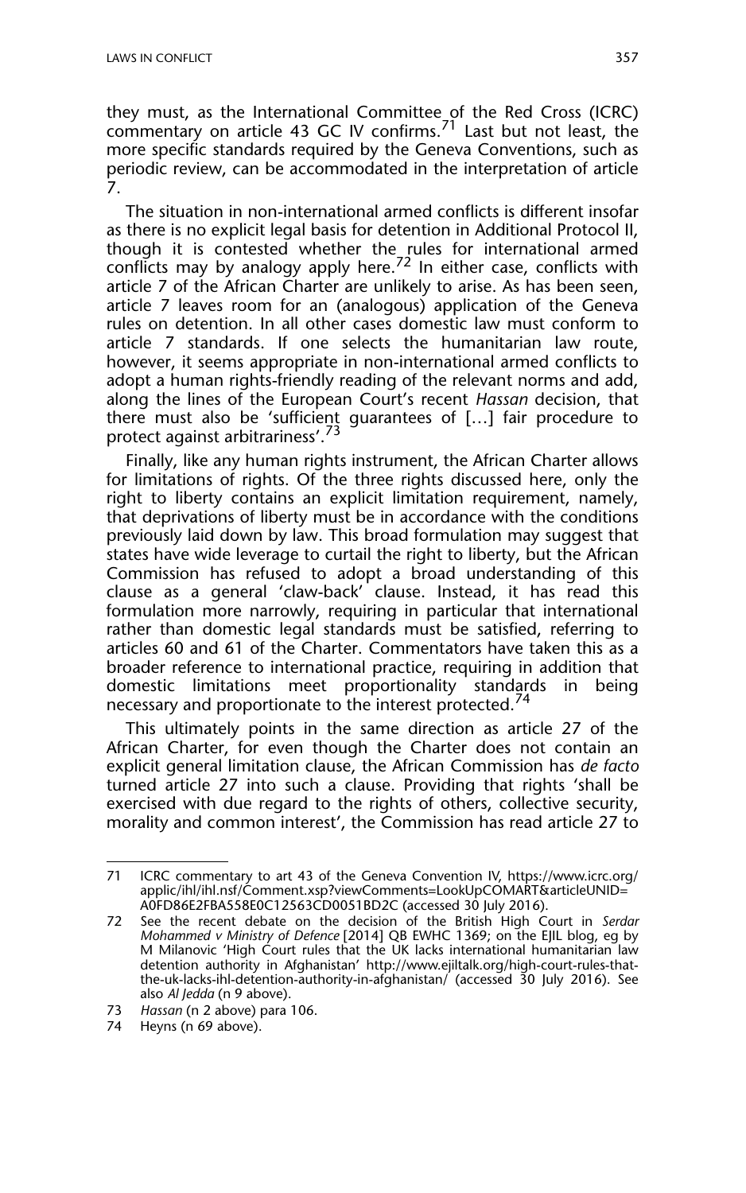they must, as the International Committee of the Red Cross (ICRC) commentary on article 43 GC IV confirms.[71] Last but not least, the more specific standards required by the Geneva Conventions, such as periodic review, can be accommodated in the interpretation of article 7.

The situation in non-international armed conflicts is different insofar as there is no explicit legal basis for detention in Additional Protocol II, though it is contested whether the rules for international armed conflicts may by analogy apply here.[72] In either case, conflicts with article 7 of the African Charter are unlikely to arise. As has been seen, article 7 leaves room for an (analogous) application of the Geneva rules on detention. In all other cases domestic law must conform to article 7 standards. If one selects the humanitarian law route, however, it seems appropriate in non-international armed conflicts to adopt a human rights-friendly reading of the relevant norms and add, along the lines of the European Court's recent *Hassan* decision, that there must also be 'sufficient guarantees of […] fair procedure to protect against arbitrariness'.[73]

Finally, like any human rights instrument, the African Charter allows for limitations of rights. Of the three rights discussed here, only the right to liberty contains an explicit limitation requirement, namely, that deprivations of liberty must be in accordance with the conditions previously laid down by law. This broad formulation may suggest that states have wide leverage to curtail the right to liberty, but the African Commission has refused to adopt a broad understanding of this clause as a general 'claw-back' clause. Instead, it has read this formulation more narrowly, requiring in particular that international rather than domestic legal standards must be satisfied, referring to articles 60 and 61 of the Charter. Commentators have taken this as a broader reference to international practice, requiring in addition that domestic limitations meet proportionality standards in being necessary and proportionate to the interest protected.[74]

This ultimately points in the same direction as article 27 of the African Charter, for even though the Charter does not contain an explicit general limitation clause, the African Commission has *de facto* turned article 27 into such a clause. Providing that rights 'shall be exercised with due regard to the rights of others, collective security, morality and common interest', the Commission has read article 27 to

---

71 ICRC commentary to art 43 of the Geneva Convention IV, https://www.icrc.org/applic/ihl/ihl.nsf/Comment.xsp?viewComments=LookUpCOMART&articleUNID=A0FD86E2FBA558E0C12563CD0051BD2C (accessed 30 July 2016).

72 See the recent debate on the decision of the British High Court in *Serdar Mohammed v Ministry of Defence* [2014] QB EWHC 1369; on the EJIL blog, eg by M Milanovic 'High Court rules that the UK lacks international humanitarian law detention authority in Afghanistan' http://www.ejiltalk.org/high-court-rules-that-the-uk-lacks-ihl-detention-authority-in-afghanistan/ (accessed 30 July 2016). See also *Al Jedda* (n 9 above).

73 *Hassan* (n 2 above) para 106.

74 Heyns (n 69 above).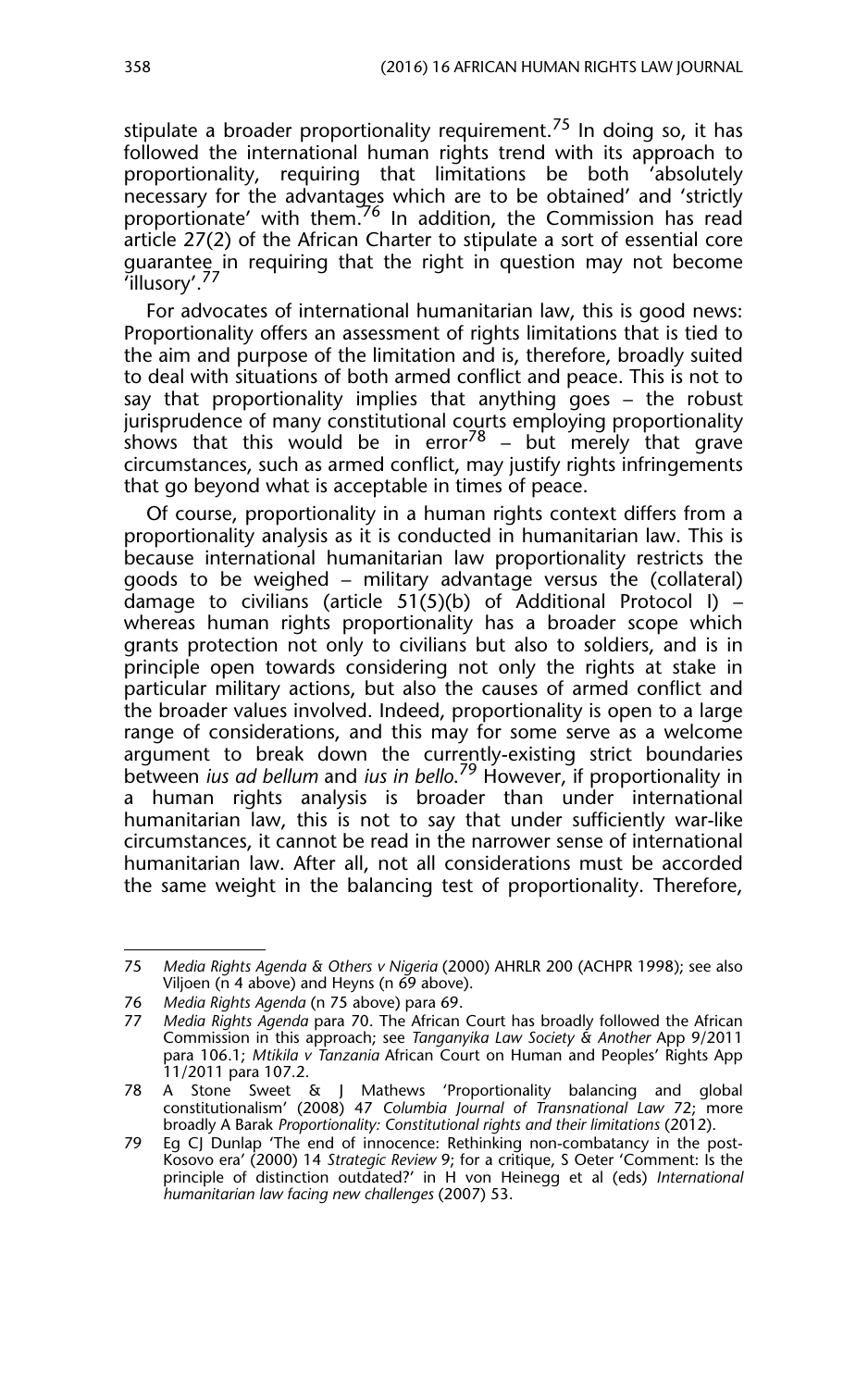stipulate a broader proportionality requirement.[75] In doing so, it has followed the international human rights trend with its approach to proportionality, requiring that limitations be both 'absolutely necessary for the advantages which are to be obtained' and 'strictly proportionate' with them.[76] In addition, the Commission has read article 27(2) of the African Charter to stipulate a sort of essential core guarantee in requiring that the right in question may not become 'illusory'.[77]

For advocates of international humanitarian law, this is good news: Proportionality offers an assessment of rights limitations that is tied to the aim and purpose of the limitation and is, therefore, broadly suited to deal with situations of both armed conflict and peace. This is not to say that proportionality implies that anything goes – the robust jurisprudence of many constitutional courts employing proportionality shows that this would be in error[78] – but merely that grave circumstances, such as armed conflict, may justify rights infringements that go beyond what is acceptable in times of peace.

Of course, proportionality in a human rights context differs from a proportionality analysis as it is conducted in humanitarian law. This is because international humanitarian law proportionality restricts the goods to be weighed – military advantage versus the (collateral) damage to civilians (article 51(5)(b) of Additional Protocol I) – whereas human rights proportionality has a broader scope which grants protection not only to civilians but also to soldiers, and is in principle open towards considering not only the rights at stake in particular military actions, but also the causes of armed conflict and the broader values involved. Indeed, proportionality is open to a large range of considerations, and this may for some serve as a welcome argument to break down the currently-existing strict boundaries between *ius ad bellum* and *ius in bello*.[79] However, if proportionality in a human rights analysis is broader than under international humanitarian law, this is not to say that under sufficiently war-like circumstances, it cannot be read in the narrower sense of international humanitarian law. After all, not all considerations must be accorded the same weight in the balancing test of proportionality. Therefore,

---

75 *Media Rights Agenda & Others v Nigeria* (2000) AHRLR 200 (ACHPR 1998); see also Viljoen (n 4 above) and Heyns (n 69 above).

76 *Media Rights Agenda* (n 75 above) para 69.

77 *Media Rights Agenda* para 70. The African Court has broadly followed the African Commission in this approach; see *Tanganyika Law Society & Another* App 9/2011 para 106.1; *Mtikila v Tanzania* African Court on Human and Peoples' Rights App 11/2011 para 107.2.

78 A Stone Sweet & J Mathews 'Proportionality balancing and global constitutionalism' (2008) 47 *Columbia Journal of Transnational Law* 72; more broadly A Barak *Proportionality: Constitutional rights and their limitations* (2012).

79 Eg CJ Dunlap 'The end of innocence: Rethinking non-combatancy in the post-Kosovo era' (2000) 14 *Strategic Review* 9; for a critique, S Oeter 'Comment: Is the principle of distinction outdated?' in H von Heinegg et al (eds) *International humanitarian law facing new challenges* (2007) 53.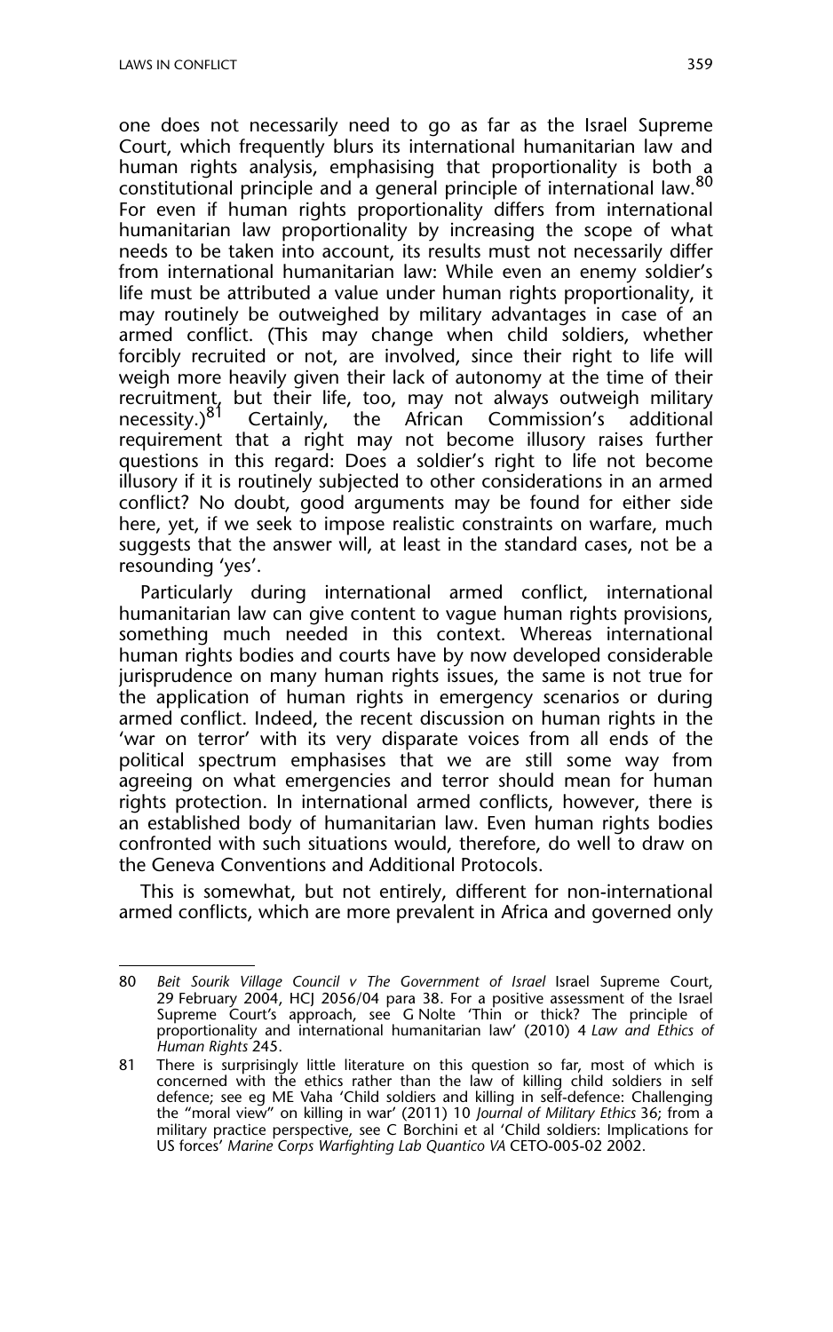one does not necessarily need to go as far as the Israel Supreme Court, which frequently blurs its international humanitarian law and human rights analysis, emphasising that proportionality is both a constitutional principle and a general principle of international law.[80] For even if human rights proportionality differs from international humanitarian law proportionality by increasing the scope of what needs to be taken into account, its results must not necessarily differ from international humanitarian law: While even an enemy soldier's life must be attributed a value under human rights proportionality, it may routinely be outweighed by military advantages in case of an armed conflict. (This may change when child soldiers, whether forcibly recruited or not, are involved, since their right to life will weigh more heavily given their lack of autonomy at the time of their recruitment, but their life, too, may not always outweigh military necessity.)[81] Certainly, the African Commission's additional requirement that a right may not become illusory raises further questions in this regard: Does a soldier's right to life not become illusory if it is routinely subjected to other considerations in an armed conflict? No doubt, good arguments may be found for either side here, yet, if we seek to impose realistic constraints on warfare, much suggests that the answer will, at least in the standard cases, not be a resounding 'yes'.

Particularly during international armed conflict, international humanitarian law can give content to vague human rights provisions, something much needed in this context. Whereas international human rights bodies and courts have by now developed considerable jurisprudence on many human rights issues, the same is not true for the application of human rights in emergency scenarios or during armed conflict. Indeed, the recent discussion on human rights in the 'war on terror' with its very disparate voices from all ends of the political spectrum emphasises that we are still some way from agreeing on what emergencies and terror should mean for human rights protection. In international armed conflicts, however, there is an established body of humanitarian law. Even human rights bodies confronted with such situations would, therefore, do well to draw on the Geneva Conventions and Additional Protocols.

This is somewhat, but not entirely, different for non-international armed conflicts, which are more prevalent in Africa and governed only

---

80 *Beit Sourik Village Council v The Government of Israel* Israel Supreme Court, 29 February 2004, HCJ 2056/04 para 38. For a positive assessment of the Israel Supreme Court's approach, see G Nolte 'Thin or thick? The principle of proportionality and international humanitarian law' (2010) 4 *Law and Ethics of Human Rights* 245.

81 There is surprisingly little literature on this question so far, most of which is concerned with the ethics rather than the law of killing child soldiers in self defence; see eg ME Vaha 'Child soldiers and killing in self-defence: Challenging the "moral view" on killing in war' (2011) 10 *Journal of Military Ethics* 36; from a military practice perspective, see C Borchini et al 'Child soldiers: Implications for US forces' *Marine Corps Warfighting Lab Quantico VA* CETO-005-02 2002.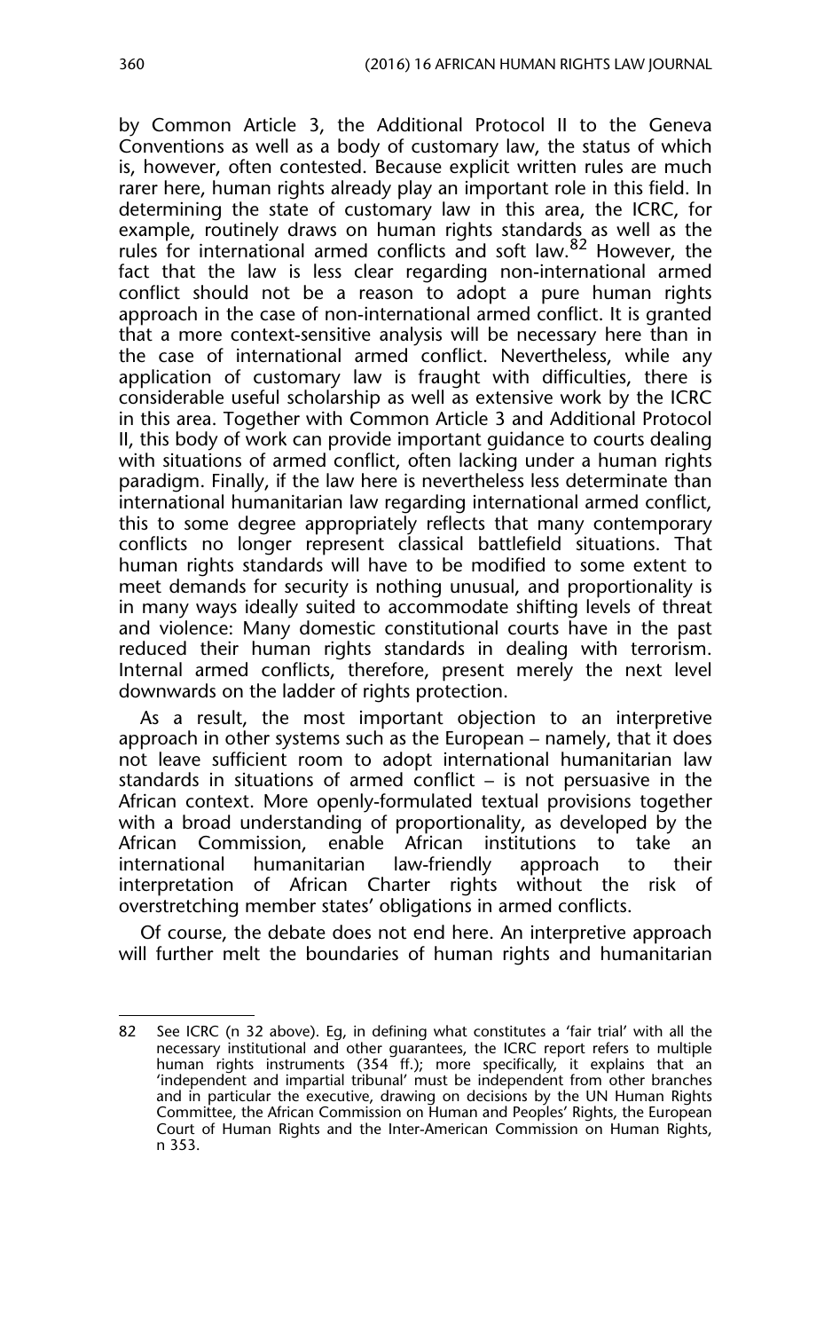by Common Article 3, the Additional Protocol II to the Geneva Conventions as well as a body of customary law, the status of which is, however, often contested. Because explicit written rules are much rarer here, human rights already play an important role in this field. In determining the state of customary law in this area, the ICRC, for example, routinely draws on human rights standards as well as the rules for international armed conflicts and soft law.[82] However, the fact that the law is less clear regarding non-international armed conflict should not be a reason to adopt a pure human rights approach in the case of non-international armed conflict. It is granted that a more context-sensitive analysis will be necessary here than in the case of international armed conflict. Nevertheless, while any application of customary law is fraught with difficulties, there is considerable useful scholarship as well as extensive work by the ICRC in this area. Together with Common Article 3 and Additional Protocol II, this body of work can provide important guidance to courts dealing with situations of armed conflict, often lacking under a human rights paradigm. Finally, if the law here is nevertheless less determinate than international humanitarian law regarding international armed conflict, this to some degree appropriately reflects that many contemporary conflicts no longer represent classical battlefield situations. That human rights standards will have to be modified to some extent to meet demands for security is nothing unusual, and proportionality is in many ways ideally suited to accommodate shifting levels of threat and violence: Many domestic constitutional courts have in the past reduced their human rights standards in dealing with terrorism. Internal armed conflicts, therefore, present merely the next level downwards on the ladder of rights protection.

As a result, the most important objection to an interpretive approach in other systems such as the European – namely, that it does not leave sufficient room to adopt international humanitarian law standards in situations of armed conflict – is not persuasive in the African context. More openly-formulated textual provisions together with a broad understanding of proportionality, as developed by the African Commission, enable African institutions to take an international humanitarian law-friendly approach to their interpretation of African Charter rights without the risk of overstretching member states' obligations in armed conflicts.

Of course, the debate does not end here. An interpretive approach will further melt the boundaries of human rights and humanitarian

---

82 See ICRC (n 32 above). Eg, in defining what constitutes a 'fair trial' with all the necessary institutional and other guarantees, the ICRC report refers to multiple human rights instruments (354 ff.); more specifically, it explains that an 'independent and impartial tribunal' must be independent from other branches and in particular the executive, drawing on decisions by the UN Human Rights Committee, the African Commission on Human and Peoples' Rights, the European Court of Human Rights and the Inter-American Commission on Human Rights, n 353.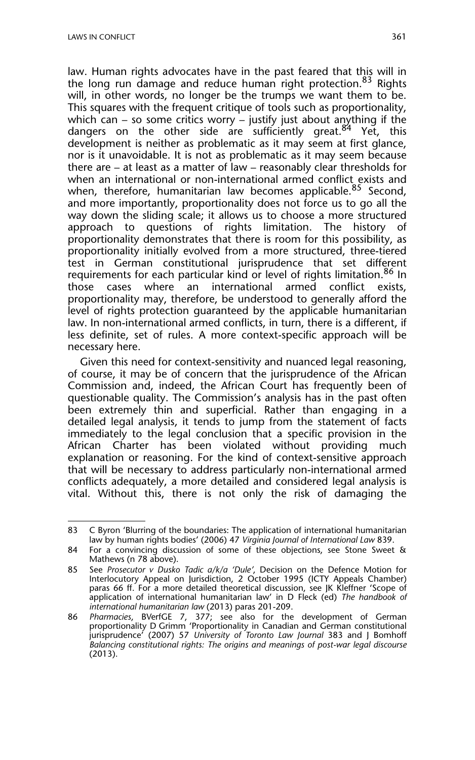law. Human rights advocates have in the past feared that this will in the long run damage and reduce human right protection.[83] Rights will, in other words, no longer be the trumps we want them to be. This squares with the frequent critique of tools such as proportionality, which can – so some critics worry – justify just about anything if the dangers on the other side are sufficiently great.[84] Yet, this development is neither as problematic as it may seem at first glance, nor is it unavoidable. It is not as problematic as it may seem because there are – at least as a matter of law – reasonably clear thresholds for when an international or non-international armed conflict exists and when, therefore, humanitarian law becomes applicable.[85] Second, and more importantly, proportionality does not force us to go all the way down the sliding scale; it allows us to choose a more structured approach to questions of rights limitation. The history of proportionality demonstrates that there is room for this possibility, as proportionality initially evolved from a more structured, three-tiered test in German constitutional jurisprudence that set different requirements for each particular kind or level of rights limitation.[86] In those cases where an international armed conflict exists, proportionality may, therefore, be understood to generally afford the level of rights protection guaranteed by the applicable humanitarian law. In non-international armed conflicts, in turn, there is a different, if less definite, set of rules. A more context-specific approach will be necessary here.

Given this need for context-sensitivity and nuanced legal reasoning, of course, it may be of concern that the jurisprudence of the African Commission and, indeed, the African Court has frequently been of questionable quality. The Commission's analysis has in the past often been extremely thin and superficial. Rather than engaging in a detailed legal analysis, it tends to jump from the statement of facts immediately to the legal conclusion that a specific provision in the African Charter has been violated without providing much explanation or reasoning. For the kind of context-sensitive approach that will be necessary to address particularly non-international armed conflicts adequately, a more detailed and considered legal analysis is vital. Without this, there is not only the risk of damaging the

---

83 C Byron 'Blurring of the boundaries: The application of international humanitarian law by human rights bodies' (2006) 47 *Virginia Journal of International Law* 839.

84 For a convincing discussion of some of these objections, see Stone Sweet & Mathews (n 78 above).

85 See *Prosecutor v Dusko Tadic a/k/a 'Dule'*, Decision on the Defence Motion for Interlocutory Appeal on Jurisdiction, 2 October 1995 (ICTY Appeals Chamber) paras 66 ff. For a more detailed theoretical discussion, see JK Kleffner 'Scope of application of international humanitarian law' in D Fleck (ed) *The handbook of international humanitarian law* (2013) paras 201-209.

86 *Pharmacies*, BVerfGE 7, 377; see also for the development of German proportionality D Grimm 'Proportionality in Canadian and German constitutional jurisprudence' (2007) 57 *University of Toronto Law Journal* 383 and J Bomhoff *Balancing constitutional rights: The origins and meanings of post-war legal discourse* (2013).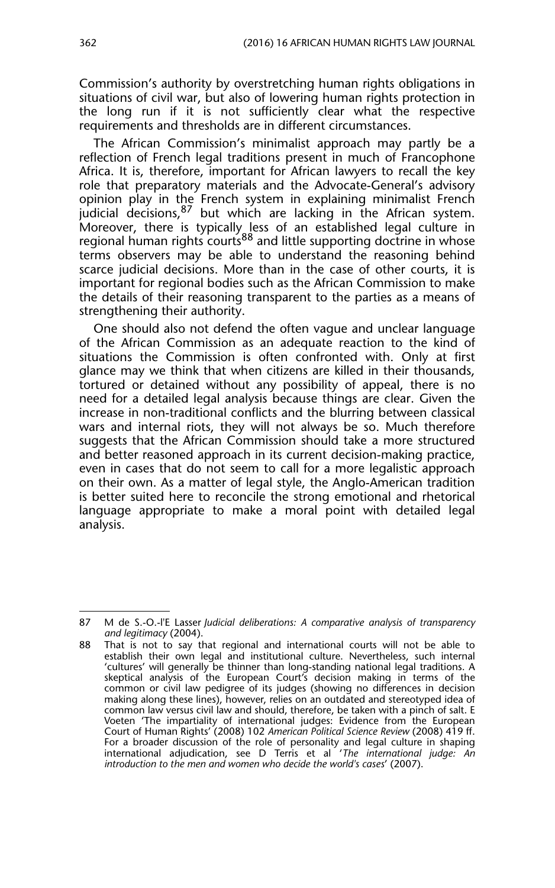Commission's authority by overstretching human rights obligations in situations of civil war, but also of lowering human rights protection in the long run if it is not sufficiently clear what the respective requirements and thresholds are in different circumstances.

The African Commission's minimalist approach may partly be a reflection of French legal traditions present in much of Francophone Africa. It is, therefore, important for African lawyers to recall the key role that preparatory materials and the Advocate-General's advisory opinion play in the French system in explaining minimalist French judicial decisions,[87] but which are lacking in the African system. Moreover, there is typically less of an established legal culture in regional human rights courts[88] and little supporting doctrine in whose terms observers may be able to understand the reasoning behind scarce judicial decisions. More than in the case of other courts, it is important for regional bodies such as the African Commission to make the details of their reasoning transparent to the parties as a means of strengthening their authority.

One should also not defend the often vague and unclear language of the African Commission as an adequate reaction to the kind of situations the Commission is often confronted with. Only at first glance may we think that when citizens are killed in their thousands, tortured or detained without any possibility of appeal, there is no need for a detailed legal analysis because things are clear. Given the increase in non-traditional conflicts and the blurring between classical wars and internal riots, they will not always be so. Much therefore suggests that the African Commission should take a more structured and better reasoned approach in its current decision-making practice, even in cases that do not seem to call for a more legalistic approach on their own. As a matter of legal style, the Anglo-American tradition is better suited here to reconcile the strong emotional and rhetorical language appropriate to make a moral point with detailed legal analysis.

---

87 M de S.-O.-l'E Lasser *Judicial deliberations: A comparative analysis of transparency and legitimacy* (2004).

88 That is not to say that regional and international courts will not be able to establish their own legal and institutional culture. Nevertheless, such internal 'cultures' will generally be thinner than long-standing national legal traditions. A skeptical analysis of the European Court's decision making in terms of the common or civil law pedigree of its judges (showing no differences in decision making along these lines), however, relies on an outdated and stereotyped idea of common law versus civil law and should, therefore, be taken with a pinch of salt. E Voeten 'The impartiality of international judges: Evidence from the European Court of Human Rights' (2008) 102 *American Political Science Review* (2008) 419 ff. For a broader discussion of the role of personality and legal culture in shaping international adjudication, see D Terris et al '*The international judge: An introduction to the men and women who decide the world's cases*' (2007).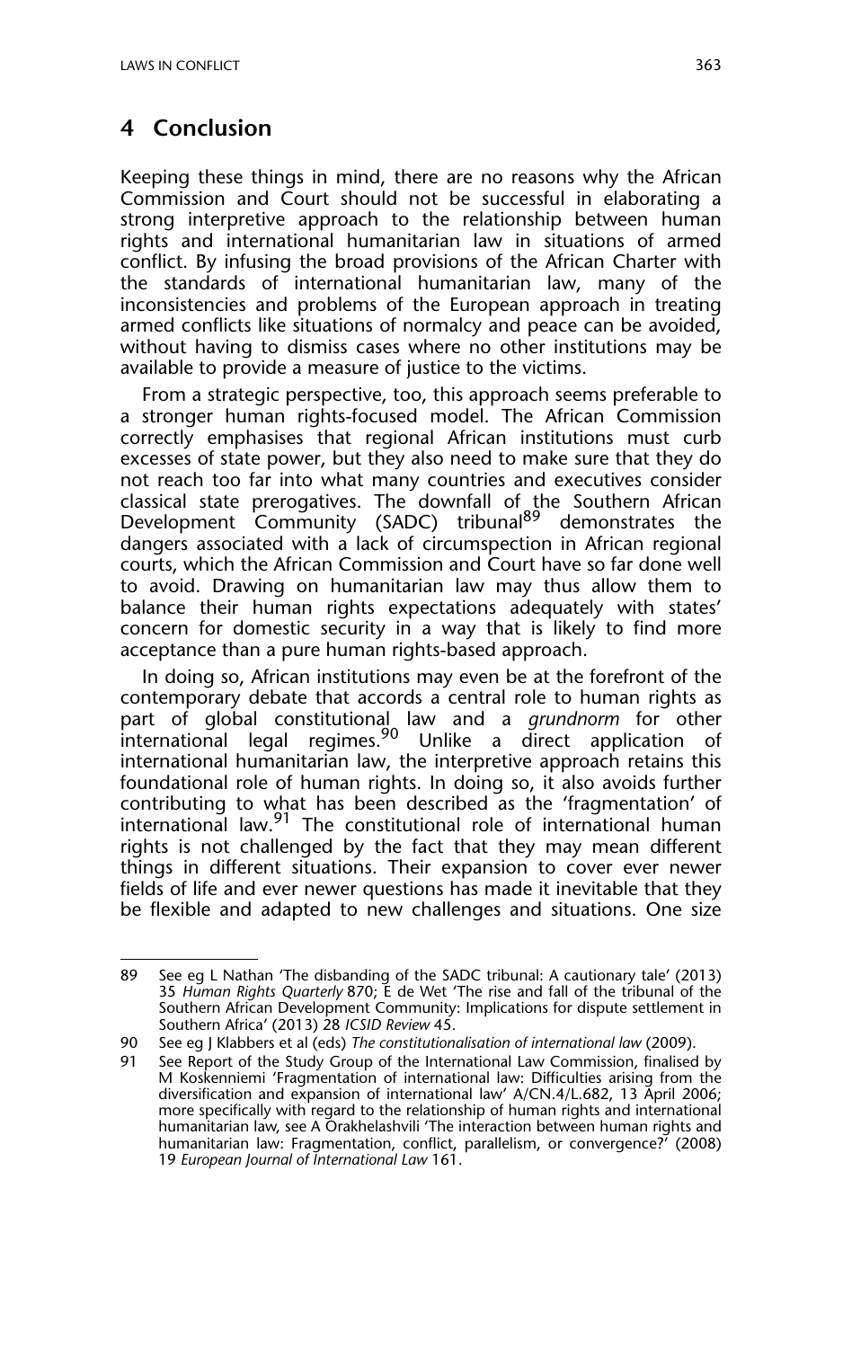## 4 Conclusion

Keeping these things in mind, there are no reasons why the African Commission and Court should not be successful in elaborating a strong interpretive approach to the relationship between human rights and international humanitarian law in situations of armed conflict. By infusing the broad provisions of the African Charter with the standards of international humanitarian law, many of the inconsistencies and problems of the European approach in treating armed conflicts like situations of normalcy and peace can be avoided, without having to dismiss cases where no other institutions may be available to provide a measure of justice to the victims.

From a strategic perspective, too, this approach seems preferable to a stronger human rights-focused model. The African Commission correctly emphasises that regional African institutions must curb excesses of state power, but they also need to make sure that they do not reach too far into what many countries and executives consider classical state prerogatives. The downfall of the Southern African Development Community (SADC) tribunal[89] demonstrates the dangers associated with a lack of circumspection in African regional courts, which the African Commission and Court have so far done well to avoid. Drawing on humanitarian law may thus allow them to balance their human rights expectations adequately with states' concern for domestic security in a way that is likely to find more acceptance than a pure human rights-based approach.

In doing so, African institutions may even be at the forefront of the contemporary debate that accords a central role to human rights as part of global constitutional law and a *grundnorm* for other international legal regimes.[90] Unlike a direct application of international humanitarian law, the interpretive approach retains this foundational role of human rights. In doing so, it also avoids further contributing to what has been described as the 'fragmentation' of international law.[91] The constitutional role of international human rights is not challenged by the fact that they may mean different things in different situations. Their expansion to cover ever newer fields of life and ever newer questions has made it inevitable that they be flexible and adapted to new challenges and situations. One size

---

89 See eg L Nathan 'The disbanding of the SADC tribunal: A cautionary tale' (2013) 35 *Human Rights Quarterly* 870; E de Wet 'The rise and fall of the tribunal of the Southern African Development Community: Implications for dispute settlement in Southern Africa' (2013) 28 *ICSID Review* 45.

90 See eg J Klabbers et al (eds) *The constitutionalisation of international law* (2009).

91 See Report of the Study Group of the International Law Commission, finalised by M Koskenniemi 'Fragmentation of international law: Difficulties arising from the diversification and expansion of international law' A/CN.4/L.682, 13 April 2006; more specifically with regard to the relationship of human rights and international humanitarian law, see A Orakhelashvili 'The interaction between human rights and humanitarian law: Fragmentation, conflict, parallelism, or convergence?' (2008) 19 *European Journal of International Law* 161.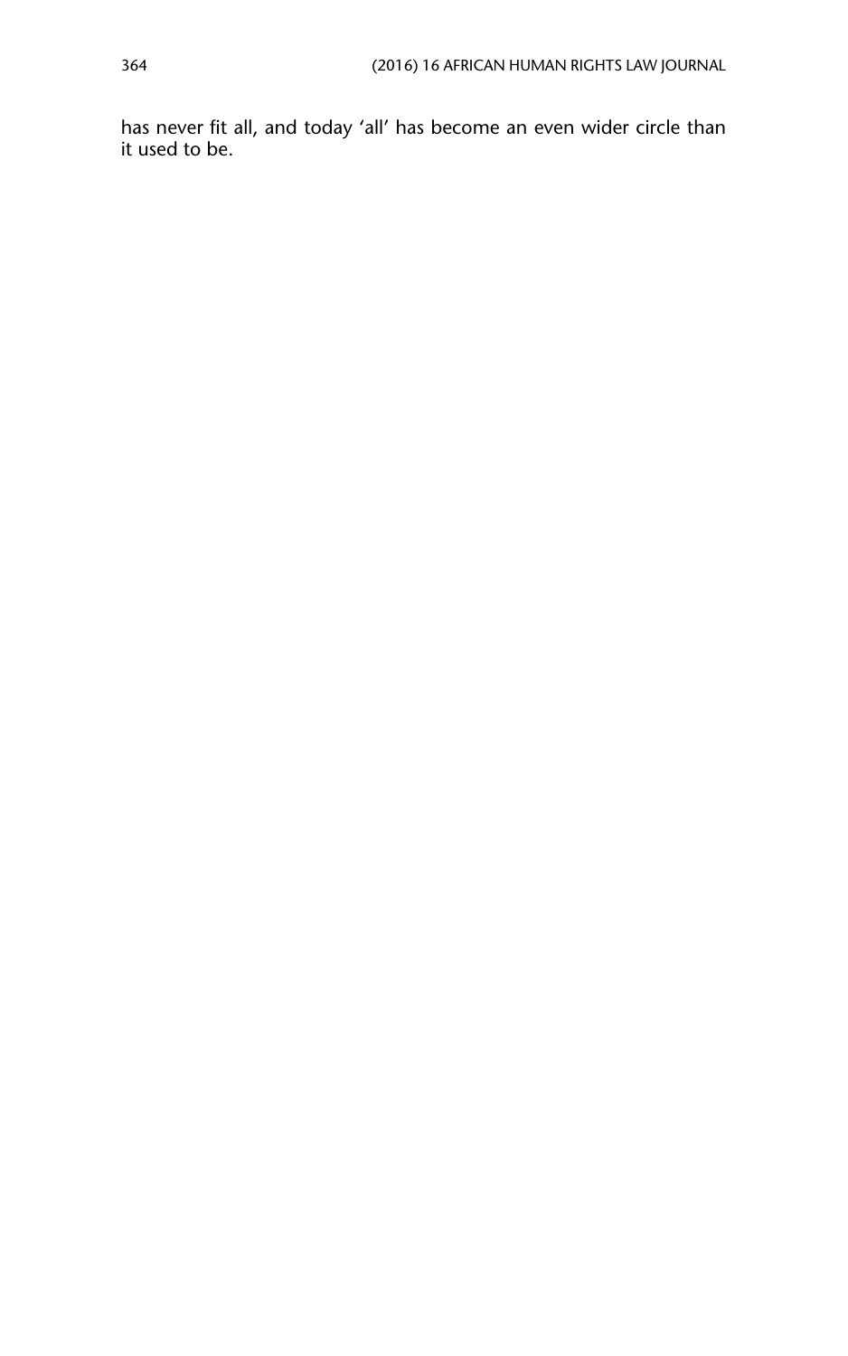has never fit all, and today 'all' has become an even wider circle than it used to be.